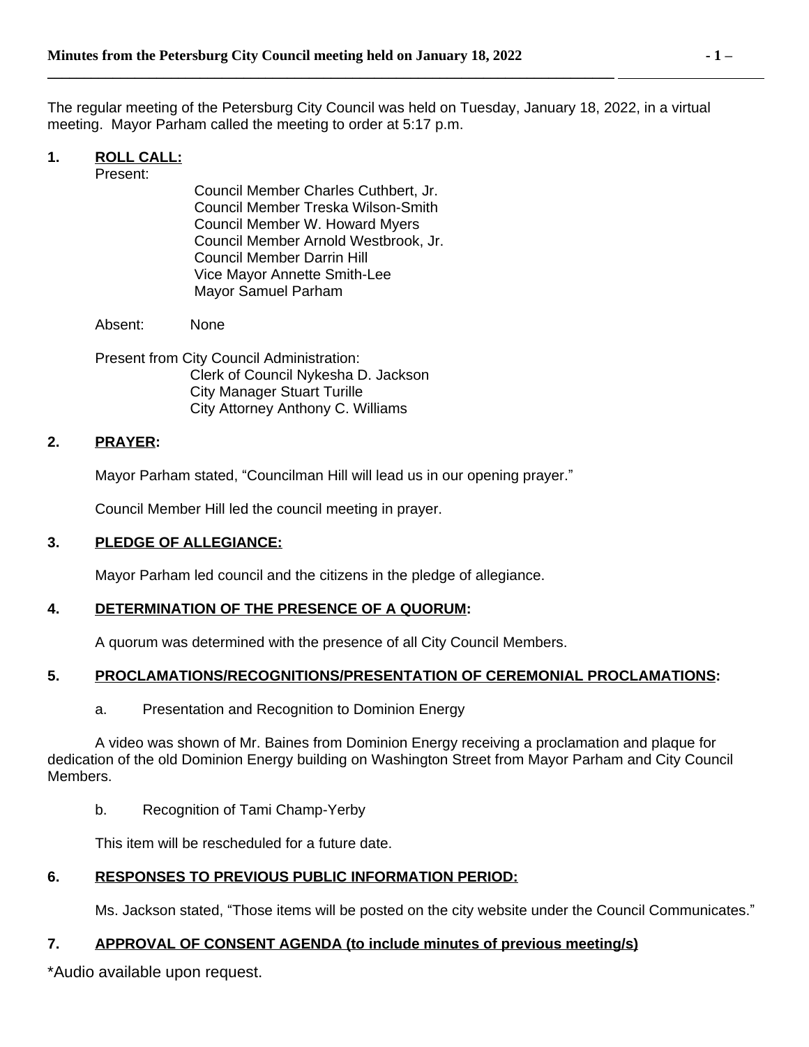The regular meeting of the Petersburg City Council was held on Tuesday, January 18, 2022, in a virtual meeting. Mayor Parham called the meeting to order at 5:17 p.m.

## 1. ROLL CALL:

Present:

- Council Member Charles Cuthbert, Jr.
- Council Member Treska Wilson-Smith
- Council Member W. Howard Myers
- Council Member Arnold Westbrook, Jr.
- Council Member Darrin Hill
- Vice Mayor Annette Smith-Lee
- Mayor Samuel Parham

Absent: None

Present from City Council Administration:

- Clerk of Council Nykesha D. Jackson
- City Manager Stuart Turille
- City Attorney Anthony C. Williams

## 2. PRAYER:

Mayor Parham stated, "Councilman Hill will lead us in our opening prayer."

Council Member Hill led the council meeting in prayer.

## 3. PLEDGE OF ALLEGIANCE:

Mayor Parham led council and the citizens in the pledge of allegiance.

## 4. DETERMINATION OF THE PRESENCE OF A QUORUM:

A quorum was determined with the presence of all City Council Members.

## 5. PROCLAMATIONS/RECOGNITIONS/PRESENTATION OF CEREMONIAL PROCLAMATIONS:

a. Presentation and Recognition to Dominion Energy

A video was shown of Mr. Baines from Dominion Energy receiving a proclamation and plaque for dedication of the old Dominion Energy building on Washington Street from Mayor Parham and City Council Members.

b. Recognition of Tami Champ-Yerby

This item will be rescheduled for a future date.

## 6. RESPONSES TO PREVIOUS PUBLIC INFORMATION PERIOD:

Ms. Jackson stated, "Those items will be posted on the city website under the Council Communicates."

## 7. APPROVAL OF CONSENT AGENDA (to include minutes of previous meeting/s)

*Audio available upon request.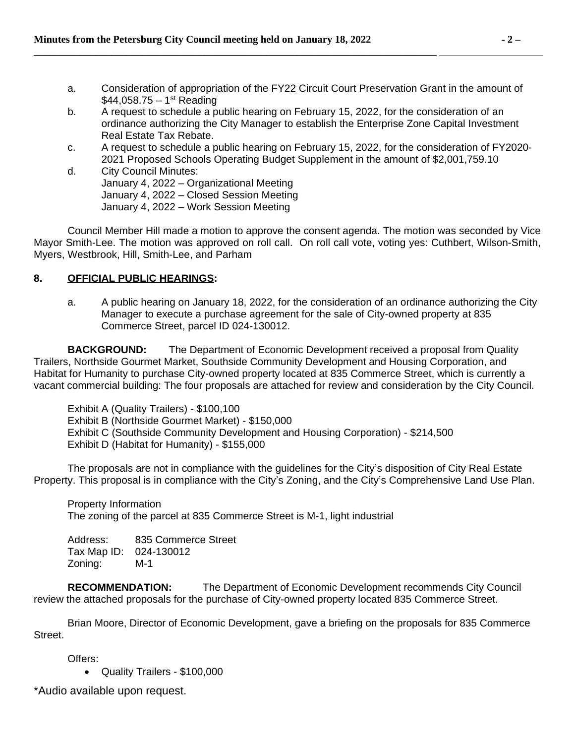a. Consideration of appropriation of the FY22 Circuit Court Preservation Grant in the amount of \$44,058.75 – 1st Reading

b. A request to schedule a public hearing on February 15, 2022, for the consideration of an ordinance authorizing the City Manager to establish the Enterprise Zone Capital Investment Real Estate Tax Rebate.

c. A request to schedule a public hearing on February 15, 2022, for the consideration of FY2020-2021 Proposed Schools Operating Budget Supplement in the amount of \$2,001,759.10

d. City Council Minutes:
January 4, 2022 – Organizational Meeting
January 4, 2022 – Closed Session Meeting
January 4, 2022 – Work Session Meeting

Council Member Hill made a motion to approve the consent agenda. The motion was seconded by Vice Mayor Smith-Lee. The motion was approved on roll call. On roll call vote, voting yes: Cuthbert, Wilson-Smith, Myers, Westbrook, Hill, Smith-Lee, and Parham

**8. OFFICIAL PUBLIC HEARINGS:**

a. A public hearing on January 18, 2022, for the consideration of an ordinance authorizing the City Manager to execute a purchase agreement for the sale of City-owned property at 835 Commerce Street, parcel ID 024-130012.

**BACKGROUND:** The Department of Economic Development received a proposal from Quality Trailers, Northside Gourmet Market, Southside Community Development and Housing Corporation, and Habitat for Humanity to purchase City-owned property located at 835 Commerce Street, which is currently a vacant commercial building: The four proposals are attached for review and consideration by the City Council.

Exhibit A (Quality Trailers) - \$100,100
Exhibit B (Northside Gourmet Market) - \$150,000
Exhibit C (Southside Community Development and Housing Corporation) - \$214,500
Exhibit D (Habitat for Humanity) - \$155,000

The proposals are not in compliance with the guidelines for the City's disposition of City Real Estate Property. This proposal is in compliance with the City's Zoning, and the City's Comprehensive Land Use Plan.

Property Information
The zoning of the parcel at 835 Commerce Street is M-1, light industrial

Address: 835 Commerce Street
Tax Map ID: 024-130012
Zoning: M-1

**RECOMMENDATION:** The Department of Economic Development recommends City Council review the attached proposals for the purchase of City-owned property located 835 Commerce Street.

Brian Moore, Director of Economic Development, gave a briefing on the proposals for 835 Commerce Street.

Offers:

- Quality Trailers - \$100,000

*Audio available upon request.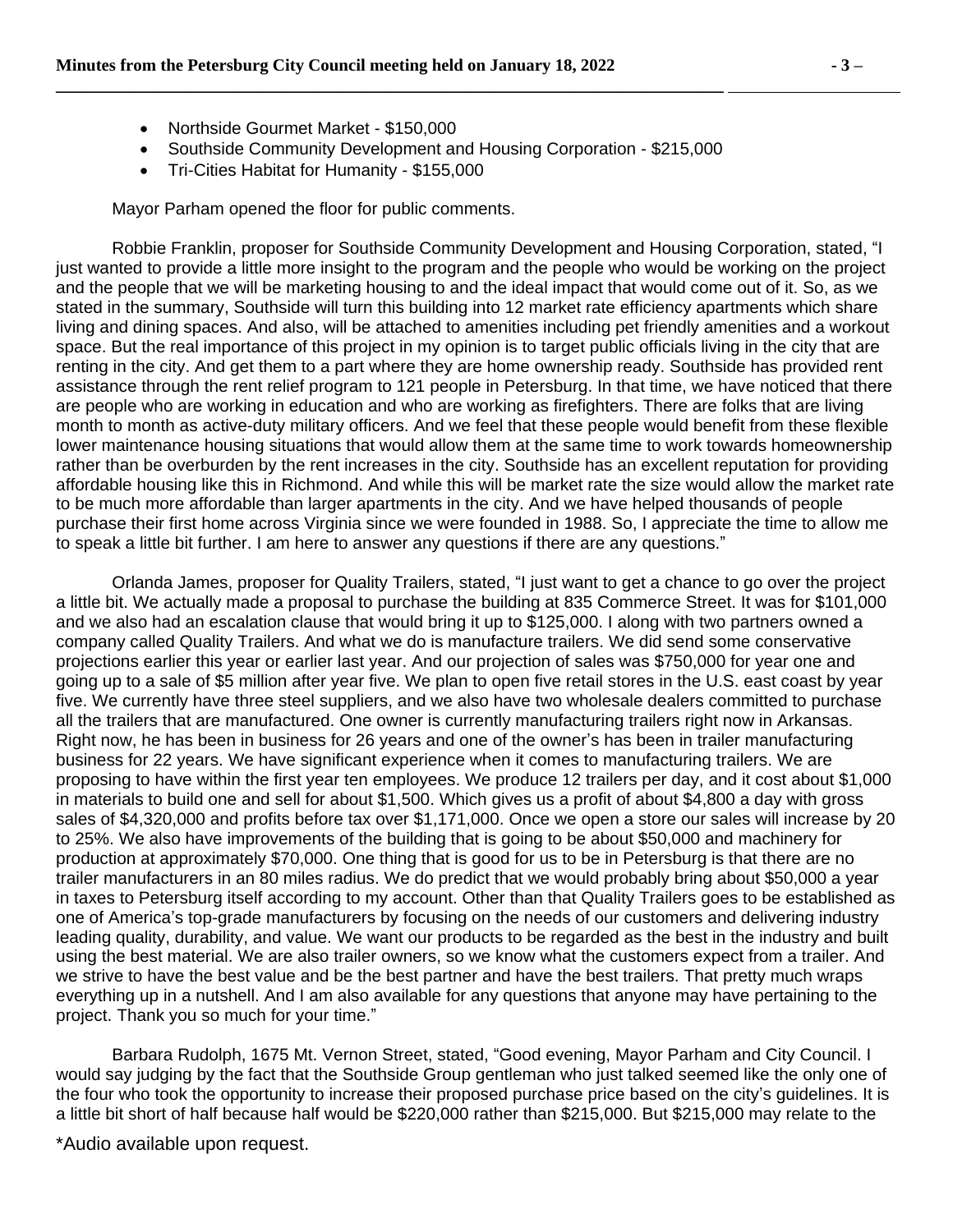- Northside Gourmet Market - $150,000
- Southside Community Development and Housing Corporation - $215,000
- Tri-Cities Habitat for Humanity - $155,000

Mayor Parham opened the floor for public comments.

Robbie Franklin, proposer for Southside Community Development and Housing Corporation, stated, "I just wanted to provide a little more insight to the program and the people who would be working on the project and the people that we will be marketing housing to and the ideal impact that would come out of it. So, as we stated in the summary, Southside will turn this building into 12 market rate efficiency apartments which share living and dining spaces. And also, will be attached to amenities including pet friendly amenities and a workout space. But the real importance of this project in my opinion is to target public officials living in the city that are renting in the city. And get them to a part where they are home ownership ready. Southside has provided rent assistance through the rent relief program to 121 people in Petersburg. In that time, we have noticed that there are people who are working in education and who are working as firefighters. There are folks that are living month to month as active-duty military officers. And we feel that these people would benefit from these flexible lower maintenance housing situations that would allow them at the same time to work towards homeownership rather than be overburden by the rent increases in the city. Southside has an excellent reputation for providing affordable housing like this in Richmond. And while this will be market rate the size would allow the market rate to be much more affordable than larger apartments in the city. And we have helped thousands of people purchase their first home across Virginia since we were founded in 1988. So, I appreciate the time to allow me to speak a little bit further. I am here to answer any questions if there are any questions."

Orlanda James, proposer for Quality Trailers, stated, "I just want to get a chance to go over the project a little bit. We actually made a proposal to purchase the building at 835 Commerce Street. It was for $101,000 and we also had an escalation clause that would bring it up to $125,000. I along with two partners owned a company called Quality Trailers. And what we do is manufacture trailers. We did send some conservative projections earlier this year or earlier last year. And our projection of sales was $750,000 for year one and going up to a sale of $5 million after year five. We plan to open five retail stores in the U.S. east coast by year five. We currently have three steel suppliers, and we also have two wholesale dealers committed to purchase all the trailers that are manufactured. One owner is currently manufacturing trailers right now in Arkansas. Right now, he has been in business for 26 years and one of the owner's has been in trailer manufacturing business for 22 years. We have significant experience when it comes to manufacturing trailers. We are proposing to have within the first year ten employees. We produce 12 trailers per day, and it cost about $1,000 in materials to build one and sell for about $1,500. Which gives us a profit of about $4,800 a day with gross sales of $4,320,000 and profits before tax over $1,171,000. Once we open a store our sales will increase by 20 to 25%. We also have improvements of the building that is going to be about $50,000 and machinery for production at approximately $70,000. One thing that is good for us to be in Petersburg is that there are no trailer manufacturers in an 80 miles radius. We do predict that we would probably bring about $50,000 a year in taxes to Petersburg itself according to my account. Other than that Quality Trailers goes to be established as one of America's top-grade manufacturers by focusing on the needs of our customers and delivering industry leading quality, durability, and value. We want our products to be regarded as the best in the industry and built using the best material. We are also trailer owners, so we know what the customers expect from a trailer. And we strive to have the best value and be the best partner and have the best trailers. That pretty much wraps everything up in a nutshell. And I am also available for any questions that anyone may have pertaining to the project. Thank you so much for your time."

Barbara Rudolph, 1675 Mt. Vernon Street, stated, "Good evening, Mayor Parham and City Council. I would say judging by the fact that the Southside Group gentleman who just talked seemed like the only one of the four who took the opportunity to increase their proposed purchase price based on the city's guidelines. It is a little bit short of half because half would be $220,000 rather than $215,000. But $215,000 may relate to the

\*Audio available upon request.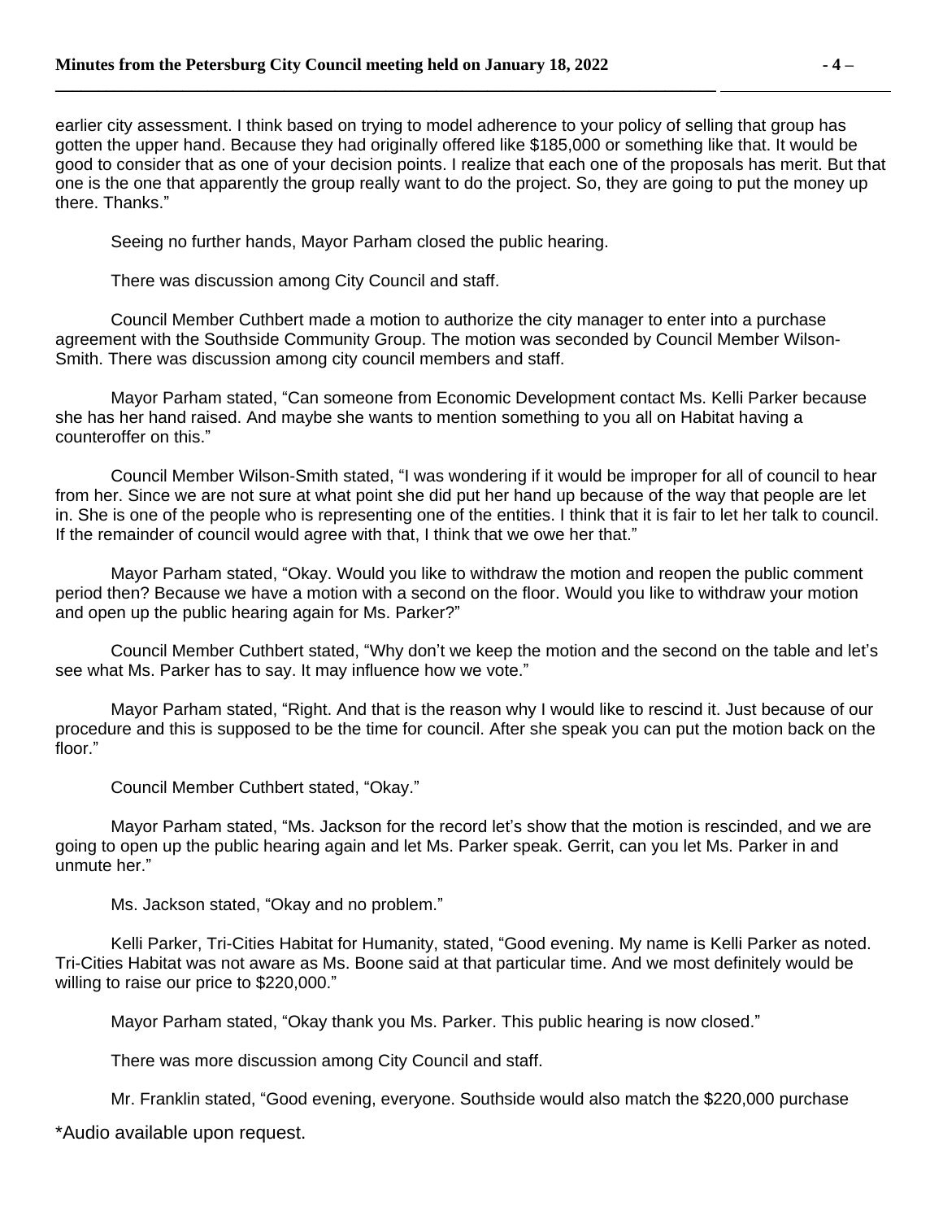earlier city assessment. I think based on trying to model adherence to your policy of selling that group has gotten the upper hand. Because they had originally offered like $185,000 or something like that. It would be good to consider that as one of your decision points. I realize that each one of the proposals has merit. But that one is the one that apparently the group really want to do the project. So, they are going to put the money up there. Thanks."

Seeing no further hands, Mayor Parham closed the public hearing.

There was discussion among City Council and staff.

Council Member Cuthbert made a motion to authorize the city manager to enter into a purchase agreement with the Southside Community Group. The motion was seconded by Council Member Wilson-Smith. There was discussion among city council members and staff.

Mayor Parham stated, "Can someone from Economic Development contact Ms. Kelli Parker because she has her hand raised. And maybe she wants to mention something to you all on Habitat having a counteroffer on this."

Council Member Wilson-Smith stated, "I was wondering if it would be improper for all of council to hear from her. Since we are not sure at what point she did put her hand up because of the way that people are let in. She is one of the people who is representing one of the entities. I think that it is fair to let her talk to council. If the remainder of council would agree with that, I think that we owe her that."

Mayor Parham stated, "Okay. Would you like to withdraw the motion and reopen the public comment period then? Because we have a motion with a second on the floor. Would you like to withdraw your motion and open up the public hearing again for Ms. Parker?"

Council Member Cuthbert stated, "Why don't we keep the motion and the second on the table and let's see what Ms. Parker has to say. It may influence how we vote."

Mayor Parham stated, "Right. And that is the reason why I would like to rescind it. Just because of our procedure and this is supposed to be the time for council. After she speak you can put the motion back on the floor."

Council Member Cuthbert stated, "Okay."

Mayor Parham stated, "Ms. Jackson for the record let's show that the motion is rescinded, and we are going to open up the public hearing again and let Ms. Parker speak. Gerrit, can you let Ms. Parker in and unmute her."

Ms. Jackson stated, "Okay and no problem."

Kelli Parker, Tri-Cities Habitat for Humanity, stated, "Good evening. My name is Kelli Parker as noted. Tri-Cities Habitat was not aware as Ms. Boone said at that particular time. And we most definitely would be willing to raise our price to $220,000."

Mayor Parham stated, "Okay thank you Ms. Parker. This public hearing is now closed."

There was more discussion among City Council and staff.

Mr. Franklin stated, "Good evening, everyone. Southside would also match the $220,000 purchase

*Audio available upon request.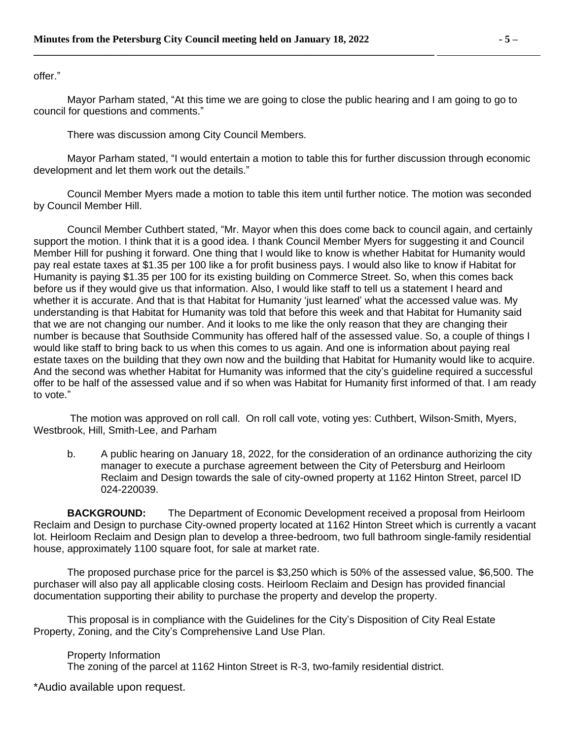offer."

Mayor Parham stated, "At this time we are going to close the public hearing and I am going to go to council for questions and comments."

There was discussion among City Council Members.

Mayor Parham stated, "I would entertain a motion to table this for further discussion through economic development and let them work out the details."

Council Member Myers made a motion to table this item until further notice. The motion was seconded by Council Member Hill.

Council Member Cuthbert stated, "Mr. Mayor when this does come back to council again, and certainly support the motion. I think that it is a good idea. I thank Council Member Myers for suggesting it and Council Member Hill for pushing it forward. One thing that I would like to know is whether Habitat for Humanity would pay real estate taxes at $1.35 per 100 like a for profit business pays. I would also like to know if Habitat for Humanity is paying $1.35 per 100 for its existing building on Commerce Street. So, when this comes back before us if they would give us that information. Also, I would like staff to tell us a statement I heard and whether it is accurate. And that is that Habitat for Humanity 'just learned' what the accessed value was. My understanding is that Habitat for Humanity was told that before this week and that Habitat for Humanity said that we are not changing our number. And it looks to me like the only reason that they are changing their number is because that Southside Community has offered half of the assessed value. So, a couple of things I would like staff to bring back to us when this comes to us again. And one is information about paying real estate taxes on the building that they own now and the building that Habitat for Humanity would like to acquire. And the second was whether Habitat for Humanity was informed that the city's guideline required a successful offer to be half of the assessed value and if so when was Habitat for Humanity first informed of that. I am ready to vote."

The motion was approved on roll call. On roll call vote, voting yes: Cuthbert, Wilson-Smith, Myers, Westbrook, Hill, Smith-Lee, and Parham

b. A public hearing on January 18, 2022, for the consideration of an ordinance authorizing the city manager to execute a purchase agreement between the City of Petersburg and Heirloom Reclaim and Design towards the sale of city-owned property at 1162 Hinton Street, parcel ID 024-220039.

**BACKGROUND:** The Department of Economic Development received a proposal from Heirloom Reclaim and Design to purchase City-owned property located at 1162 Hinton Street which is currently a vacant lot. Heirloom Reclaim and Design plan to develop a three-bedroom, two full bathroom single-family residential house, approximately 1100 square foot, for sale at market rate.

The proposed purchase price for the parcel is $3,250 which is 50% of the assessed value, $6,500. The purchaser will also pay all applicable closing costs. Heirloom Reclaim and Design has provided financial documentation supporting their ability to purchase the property and develop the property.

This proposal is in compliance with the Guidelines for the City's Disposition of City Real Estate Property, Zoning, and the City's Comprehensive Land Use Plan.

Property Information
The zoning of the parcel at 1162 Hinton Street is R-3, two-family residential district.

*Audio available upon request.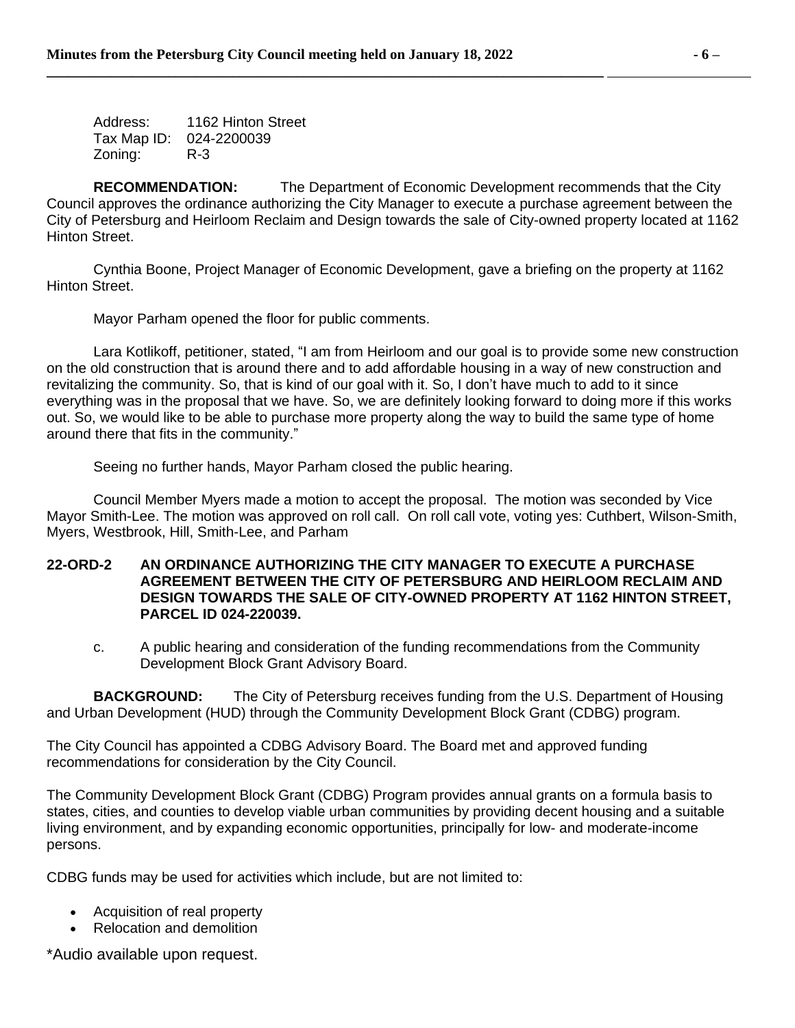Address: 1162 Hinton Street
Tax Map ID: 024-2200039
Zoning: R-3

**RECOMMENDATION:** The Department of Economic Development recommends that the City Council approves the ordinance authorizing the City Manager to execute a purchase agreement between the City of Petersburg and Heirloom Reclaim and Design towards the sale of City-owned property located at 1162 Hinton Street.

Cynthia Boone, Project Manager of Economic Development, gave a briefing on the property at 1162 Hinton Street.

Mayor Parham opened the floor for public comments.

Lara Kotlikoff, petitioner, stated, "I am from Heirloom and our goal is to provide some new construction on the old construction that is around there and to add affordable housing in a way of new construction and revitalizing the community. So, that is kind of our goal with it. So, I don't have much to add to it since everything was in the proposal that we have. So, we are definitely looking forward to doing more if this works out. So, we would like to be able to purchase more property along the way to build the same type of home around there that fits in the community."

Seeing no further hands, Mayor Parham closed the public hearing.

Council Member Myers made a motion to accept the proposal. The motion was seconded by Vice Mayor Smith-Lee. The motion was approved on roll call. On roll call vote, voting yes: Cuthbert, Wilson-Smith, Myers, Westbrook, Hill, Smith-Lee, and Parham

**22-ORD-2 AN ORDINANCE AUTHORIZING THE CITY MANAGER TO EXECUTE A PURCHASE AGREEMENT BETWEEN THE CITY OF PETERSBURG AND HEIRLOOM RECLAIM AND DESIGN TOWARDS THE SALE OF CITY-OWNED PROPERTY AT 1162 HINTON STREET, PARCEL ID 024-220039.**

c. A public hearing and consideration of the funding recommendations from the Community Development Block Grant Advisory Board.

**BACKGROUND:** The City of Petersburg receives funding from the U.S. Department of Housing and Urban Development (HUD) through the Community Development Block Grant (CDBG) program.

The City Council has appointed a CDBG Advisory Board. The Board met and approved funding recommendations for consideration by the City Council.

The Community Development Block Grant (CDBG) Program provides annual grants on a formula basis to states, cities, and counties to develop viable urban communities by providing decent housing and a suitable living environment, and by expanding economic opportunities, principally for low- and moderate-income persons.

CDBG funds may be used for activities which include, but are not limited to:

- Acquisition of real property
- Relocation and demolition

*Audio available upon request.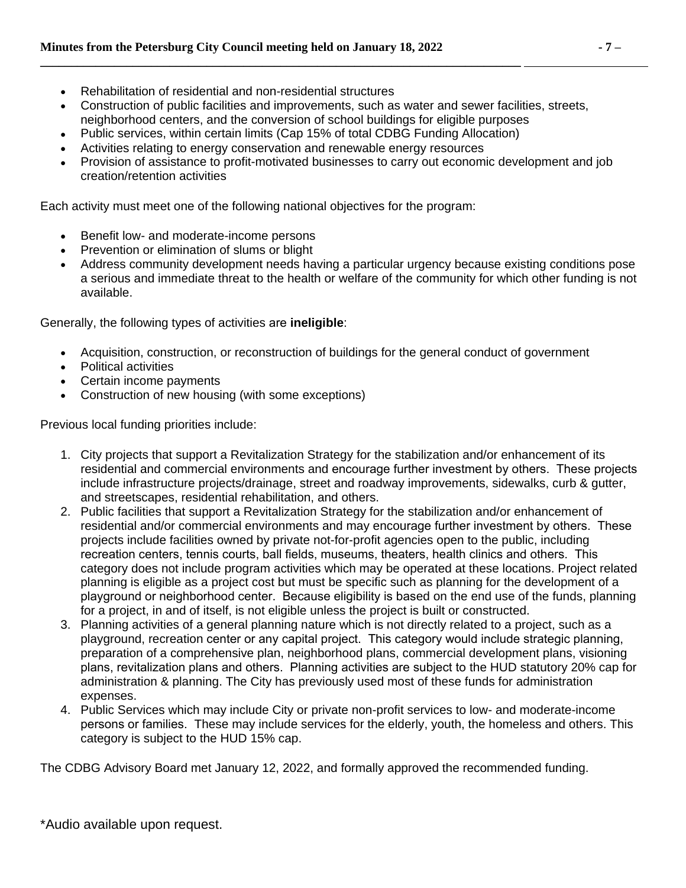- Rehabilitation of residential and non-residential structures
- Construction of public facilities and improvements, such as water and sewer facilities, streets, neighborhood centers, and the conversion of school buildings for eligible purposes
- Public services, within certain limits (Cap 15% of total CDBG Funding Allocation)
- Activities relating to energy conservation and renewable energy resources
- Provision of assistance to profit-motivated businesses to carry out economic development and job creation/retention activities

Each activity must meet one of the following national objectives for the program:

- Benefit low- and moderate-income persons
- Prevention or elimination of slums or blight
- Address community development needs having a particular urgency because existing conditions pose a serious and immediate threat to the health or welfare of the community for which other funding is not available.

Generally, the following types of activities are **ineligible**:

- Acquisition, construction, or reconstruction of buildings for the general conduct of government
- Political activities
- Certain income payments
- Construction of new housing (with some exceptions)

Previous local funding priorities include:

1. City projects that support a Revitalization Strategy for the stabilization and/or enhancement of its residential and commercial environments and encourage further investment by others. These projects include infrastructure projects/drainage, street and roadway improvements, sidewalks, curb & gutter, and streetscapes, residential rehabilitation, and others.
2. Public facilities that support a Revitalization Strategy for the stabilization and/or enhancement of residential and/or commercial environments and may encourage further investment by others. These projects include facilities owned by private not-for-profit agencies open to the public, including recreation centers, tennis courts, ball fields, museums, theaters, health clinics and others. This category does not include program activities which may be operated at these locations. Project related planning is eligible as a project cost but must be specific such as planning for the development of a playground or neighborhood center. Because eligibility is based on the end use of the funds, planning for a project, in and of itself, is not eligible unless the project is built or constructed.
3. Planning activities of a general planning nature which is not directly related to a project, such as a playground, recreation center or any capital project. This category would include strategic planning, preparation of a comprehensive plan, neighborhood plans, commercial development plans, visioning plans, revitalization plans and others. Planning activities are subject to the HUD statutory 20% cap for administration & planning. The City has previously used most of these funds for administration expenses.
4. Public Services which may include City or private non-profit services to low- and moderate-income persons or families. These may include services for the elderly, youth, the homeless and others. This category is subject to the HUD 15% cap.

The CDBG Advisory Board met January 12, 2022, and formally approved the recommended funding.

\*Audio available upon request.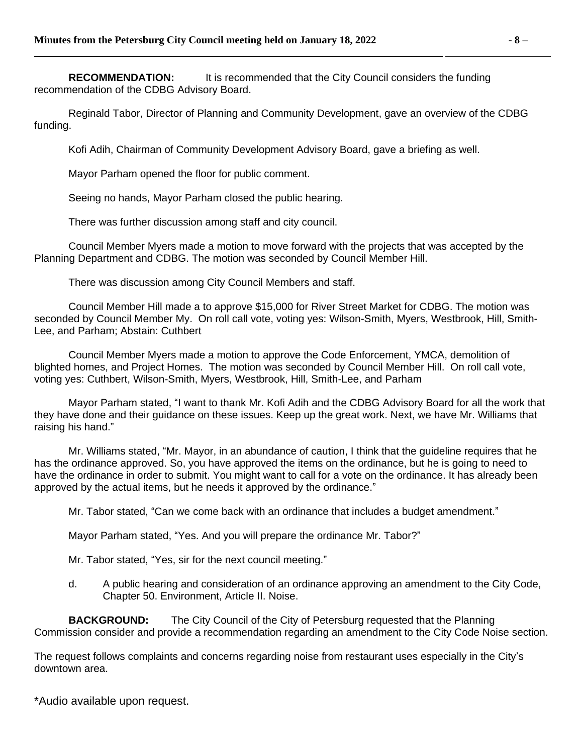**RECOMMENDATION:** It is recommended that the City Council considers the funding recommendation of the CDBG Advisory Board.

Reginald Tabor, Director of Planning and Community Development, gave an overview of the CDBG funding.

Kofi Adih, Chairman of Community Development Advisory Board, gave a briefing as well.

Mayor Parham opened the floor for public comment.

Seeing no hands, Mayor Parham closed the public hearing.

There was further discussion among staff and city council.

Council Member Myers made a motion to move forward with the projects that was accepted by the Planning Department and CDBG. The motion was seconded by Council Member Hill.

There was discussion among City Council Members and staff.

Council Member Hill made a to approve $15,000 for River Street Market for CDBG. The motion was seconded by Council Member My. On roll call vote, voting yes: Wilson-Smith, Myers, Westbrook, Hill, Smith-Lee, and Parham; Abstain: Cuthbert

Council Member Myers made a motion to approve the Code Enforcement, YMCA, demolition of blighted homes, and Project Homes. The motion was seconded by Council Member Hill. On roll call vote, voting yes: Cuthbert, Wilson-Smith, Myers, Westbrook, Hill, Smith-Lee, and Parham

Mayor Parham stated, "I want to thank Mr. Kofi Adih and the CDBG Advisory Board for all the work that they have done and their guidance on these issues. Keep up the great work. Next, we have Mr. Williams that raising his hand."

Mr. Williams stated, "Mr. Mayor, in an abundance of caution, I think that the guideline requires that he has the ordinance approved. So, you have approved the items on the ordinance, but he is going to need to have the ordinance in order to submit. You might want to call for a vote on the ordinance. It has already been approved by the actual items, but he needs it approved by the ordinance."

Mr. Tabor stated, "Can we come back with an ordinance that includes a budget amendment."

Mayor Parham stated, "Yes. And you will prepare the ordinance Mr. Tabor?"

Mr. Tabor stated, "Yes, sir for the next council meeting."

d. A public hearing and consideration of an ordinance approving an amendment to the City Code, Chapter 50. Environment, Article II. Noise.

**BACKGROUND:** The City Council of the City of Petersburg requested that the Planning Commission consider and provide a recommendation regarding an amendment to the City Code Noise section.

The request follows complaints and concerns regarding noise from restaurant uses especially in the City's downtown area.

*Audio available upon request.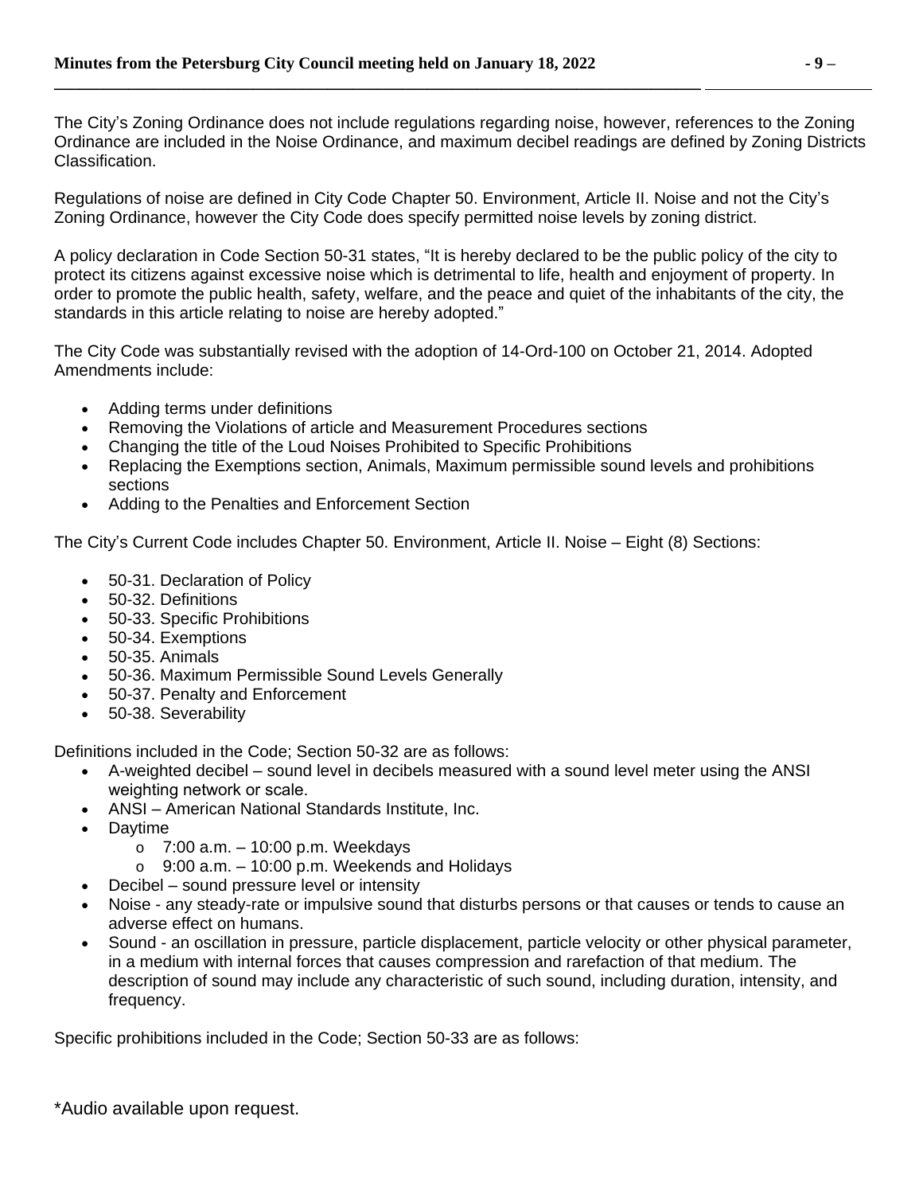The City's Zoning Ordinance does not include regulations regarding noise, however, references to the Zoning Ordinance are included in the Noise Ordinance, and maximum decibel readings are defined by Zoning Districts Classification.

Regulations of noise are defined in City Code Chapter 50. Environment, Article II. Noise and not the City's Zoning Ordinance, however the City Code does specify permitted noise levels by zoning district.

A policy declaration in Code Section 50-31 states, "It is hereby declared to be the public policy of the city to protect its citizens against excessive noise which is detrimental to life, health and enjoyment of property. In order to promote the public health, safety, welfare, and the peace and quiet of the inhabitants of the city, the standards in this article relating to noise are hereby adopted."

The City Code was substantially revised with the adoption of 14-Ord-100 on October 21, 2014. Adopted Amendments include:

- Adding terms under definitions
- Removing the Violations of article and Measurement Procedures sections
- Changing the title of the Loud Noises Prohibited to Specific Prohibitions
- Replacing the Exemptions section, Animals, Maximum permissible sound levels and prohibitions sections
- Adding to the Penalties and Enforcement Section

The City's Current Code includes Chapter 50. Environment, Article II. Noise – Eight (8) Sections:

- 50-31. Declaration of Policy
- 50-32. Definitions
- 50-33. Specific Prohibitions
- 50-34. Exemptions
- 50-35. Animals
- 50-36. Maximum Permissible Sound Levels Generally
- 50-37. Penalty and Enforcement
- 50-38. Severability

Definitions included in the Code; Section 50-32 are as follows:

- A-weighted decibel – sound level in decibels measured with a sound level meter using the ANSI weighting network or scale.
- ANSI – American National Standards Institute, Inc.
- Daytime
  - 7:00 a.m. – 10:00 p.m. Weekdays
  - 9:00 a.m. – 10:00 p.m. Weekends and Holidays
- Decibel – sound pressure level or intensity
- Noise - any steady-rate or impulsive sound that disturbs persons or that causes or tends to cause an adverse effect on humans.
- Sound - an oscillation in pressure, particle displacement, particle velocity or other physical parameter, in a medium with internal forces that causes compression and rarefaction of that medium. The description of sound may include any characteristic of such sound, including duration, intensity, and frequency.

Specific prohibitions included in the Code; Section 50-33 are as follows:

*Audio available upon request.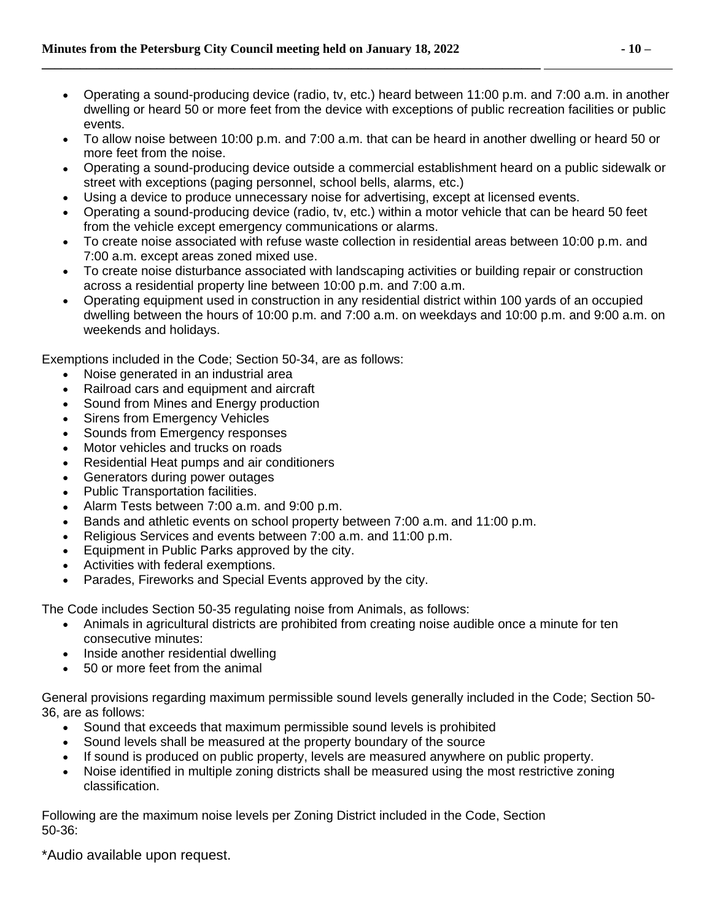- Operating a sound-producing device (radio, tv, etc.) heard between 11:00 p.m. and 7:00 a.m. in another dwelling or heard 50 or more feet from the device with exceptions of public recreation facilities or public events.
- To allow noise between 10:00 p.m. and 7:00 a.m. that can be heard in another dwelling or heard 50 or more feet from the noise.
- Operating a sound-producing device outside a commercial establishment heard on a public sidewalk or street with exceptions (paging personnel, school bells, alarms, etc.)
- Using a device to produce unnecessary noise for advertising, except at licensed events.
- Operating a sound-producing device (radio, tv, etc.) within a motor vehicle that can be heard 50 feet from the vehicle except emergency communications or alarms.
- To create noise associated with refuse waste collection in residential areas between 10:00 p.m. and 7:00 a.m. except areas zoned mixed use.
- To create noise disturbance associated with landscaping activities or building repair or construction across a residential property line between 10:00 p.m. and 7:00 a.m.
- Operating equipment used in construction in any residential district within 100 yards of an occupied dwelling between the hours of 10:00 p.m. and 7:00 a.m. on weekdays and 10:00 p.m. and 9:00 a.m. on weekends and holidays.

Exemptions included in the Code; Section 50-34, are as follows:

- Noise generated in an industrial area
- Railroad cars and equipment and aircraft
- Sound from Mines and Energy production
- Sirens from Emergency Vehicles
- Sounds from Emergency responses
- Motor vehicles and trucks on roads
- Residential Heat pumps and air conditioners
- Generators during power outages
- Public Transportation facilities.
- Alarm Tests between 7:00 a.m. and 9:00 p.m.
- Bands and athletic events on school property between 7:00 a.m. and 11:00 p.m.
- Religious Services and events between 7:00 a.m. and 11:00 p.m.
- Equipment in Public Parks approved by the city.
- Activities with federal exemptions.
- Parades, Fireworks and Special Events approved by the city.

The Code includes Section 50-35 regulating noise from Animals, as follows:

- Animals in agricultural districts are prohibited from creating noise audible once a minute for ten consecutive minutes:
- Inside another residential dwelling
- 50 or more feet from the animal

General provisions regarding maximum permissible sound levels generally included in the Code; Section 50-36, are as follows:

- Sound that exceeds that maximum permissible sound levels is prohibited
- Sound levels shall be measured at the property boundary of the source
- If sound is produced on public property, levels are measured anywhere on public property.
- Noise identified in multiple zoning districts shall be measured using the most restrictive zoning classification.

Following are the maximum noise levels per Zoning District included in the Code, Section 50-36:

*Audio available upon request.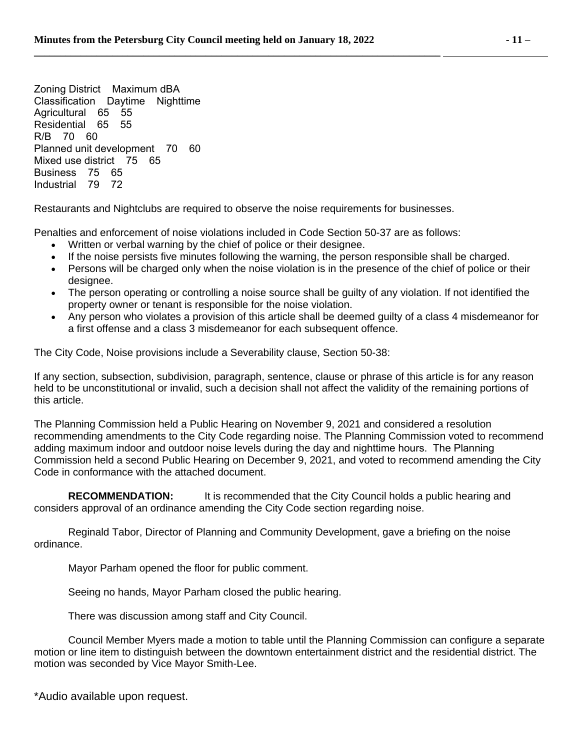| Zoning District Classification | Maximum dBA Daytime | Nighttime |
|---|---|---|
| Agricultural | 65 | 55 |
| Residential | 65 | 55 |
| R/B | 70 | 60 |
| Planned unit development | 70 | 60 |
| Mixed use district | 75 | 65 |
| Business | 75 | 65 |
| Industrial | 79 | 72 |

Restaurants and Nightclubs are required to observe the noise requirements for businesses.

Penalties and enforcement of noise violations included in Code Section 50-37 are as follows:

- Written or verbal warning by the chief of police or their designee.
- If the noise persists five minutes following the warning, the person responsible shall be charged.
- Persons will be charged only when the noise violation is in the presence of the chief of police or their designee.
- The person operating or controlling a noise source shall be guilty of any violation. If not identified the property owner or tenant is responsible for the noise violation.
- Any person who violates a provision of this article shall be deemed guilty of a class 4 misdemeanor for a first offense and a class 3 misdemeanor for each subsequent offence.

The City Code, Noise provisions include a Severability clause, Section 50-38:

If any section, subsection, subdivision, paragraph, sentence, clause or phrase of this article is for any reason held to be unconstitutional or invalid, such a decision shall not affect the validity of the remaining portions of this article.

The Planning Commission held a Public Hearing on November 9, 2021 and considered a resolution recommending amendments to the City Code regarding noise. The Planning Commission voted to recommend adding maximum indoor and outdoor noise levels during the day and nighttime hours. The Planning Commission held a second Public Hearing on December 9, 2021, and voted to recommend amending the City Code in conformance with the attached document.

**RECOMMENDATION:** It is recommended that the City Council holds a public hearing and considers approval of an ordinance amending the City Code section regarding noise.

Reginald Tabor, Director of Planning and Community Development, gave a briefing on the noise ordinance.

Mayor Parham opened the floor for public comment.

Seeing no hands, Mayor Parham closed the public hearing.

There was discussion among staff and City Council.

Council Member Myers made a motion to table until the Planning Commission can configure a separate motion or line item to distinguish between the downtown entertainment district and the residential district. The motion was seconded by Vice Mayor Smith-Lee.

*Audio available upon request.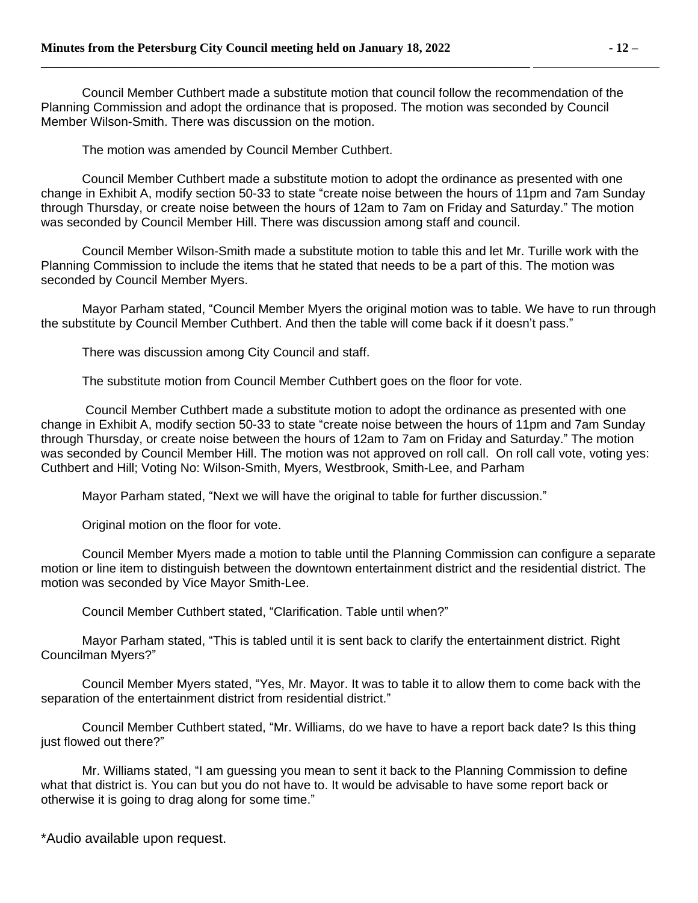Council Member Cuthbert made a substitute motion that council follow the recommendation of the Planning Commission and adopt the ordinance that is proposed. The motion was seconded by Council Member Wilson-Smith. There was discussion on the motion.

The motion was amended by Council Member Cuthbert.

Council Member Cuthbert made a substitute motion to adopt the ordinance as presented with one change in Exhibit A, modify section 50-33 to state "create noise between the hours of 11pm and 7am Sunday through Thursday, or create noise between the hours of 12am to 7am on Friday and Saturday." The motion was seconded by Council Member Hill. There was discussion among staff and council.

Council Member Wilson-Smith made a substitute motion to table this and let Mr. Turille work with the Planning Commission to include the items that he stated that needs to be a part of this. The motion was seconded by Council Member Myers.

Mayor Parham stated, "Council Member Myers the original motion was to table. We have to run through the substitute by Council Member Cuthbert. And then the table will come back if it doesn't pass."

There was discussion among City Council and staff.

The substitute motion from Council Member Cuthbert goes on the floor for vote.

Council Member Cuthbert made a substitute motion to adopt the ordinance as presented with one change in Exhibit A, modify section 50-33 to state "create noise between the hours of 11pm and 7am Sunday through Thursday, or create noise between the hours of 12am to 7am on Friday and Saturday." The motion was seconded by Council Member Hill. The motion was not approved on roll call. On roll call vote, voting yes: Cuthbert and Hill; Voting No: Wilson-Smith, Myers, Westbrook, Smith-Lee, and Parham

Mayor Parham stated, "Next we will have the original to table for further discussion."

Original motion on the floor for vote.

Council Member Myers made a motion to table until the Planning Commission can configure a separate motion or line item to distinguish between the downtown entertainment district and the residential district. The motion was seconded by Vice Mayor Smith-Lee.

Council Member Cuthbert stated, "Clarification. Table until when?"

Mayor Parham stated, "This is tabled until it is sent back to clarify the entertainment district. Right Councilman Myers?"

Council Member Myers stated, "Yes, Mr. Mayor. It was to table it to allow them to come back with the separation of the entertainment district from residential district."

Council Member Cuthbert stated, "Mr. Williams, do we have to have a report back date? Is this thing just flowed out there?"

Mr. Williams stated, "I am guessing you mean to sent it back to the Planning Commission to define what that district is. You can but you do not have to. It would be advisable to have some report back or otherwise it is going to drag along for some time."

*Audio available upon request.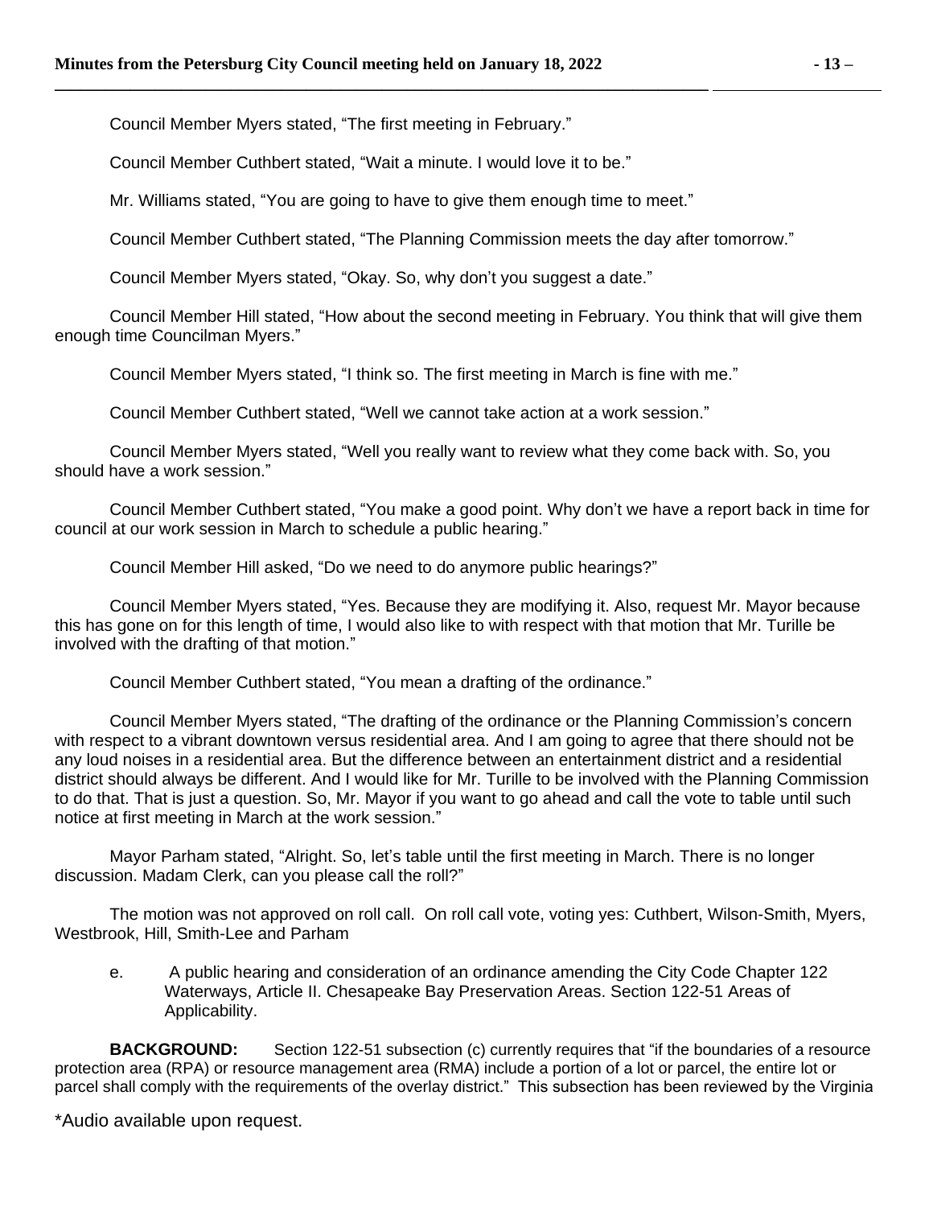Council Member Myers stated, “The first meeting in February.”

Council Member Cuthbert stated, “Wait a minute. I would love it to be.”

Mr. Williams stated, “You are going to have to give them enough time to meet.”

Council Member Cuthbert stated, “The Planning Commission meets the day after tomorrow.”

Council Member Myers stated, “Okay. So, why don’t you suggest a date.”

Council Member Hill stated, “How about the second meeting in February. You think that will give them enough time Councilman Myers.”

Council Member Myers stated, “I think so. The first meeting in March is fine with me.”

Council Member Cuthbert stated, “Well we cannot take action at a work session.”

Council Member Myers stated, “Well you really want to review what they come back with. So, you should have a work session.”

Council Member Cuthbert stated, “You make a good point. Why don’t we have a report back in time for council at our work session in March to schedule a public hearing.”

Council Member Hill asked, “Do we need to do anymore public hearings?”

Council Member Myers stated, “Yes. Because they are modifying it. Also, request Mr. Mayor because this has gone on for this length of time, I would also like to with respect with that motion that Mr. Turille be involved with the drafting of that motion.”

Council Member Cuthbert stated, “You mean a drafting of the ordinance.”

Council Member Myers stated, “The drafting of the ordinance or the Planning Commission’s concern with respect to a vibrant downtown versus residential area. And I am going to agree that there should not be any loud noises in a residential area. But the difference between an entertainment district and a residential district should always be different. And I would like for Mr. Turille to be involved with the Planning Commission to do that. That is just a question. So, Mr. Mayor if you want to go ahead and call the vote to table until such notice at first meeting in March at the work session.”

Mayor Parham stated, “Alright. So, let’s table until the first meeting in March. There is no longer discussion. Madam Clerk, can you please call the roll?”

The motion was not approved on roll call. On roll call vote, voting yes: Cuthbert, Wilson-Smith, Myers, Westbrook, Hill, Smith-Lee and Parham

e. A public hearing and consideration of an ordinance amending the City Code Chapter 122 Waterways, Article II. Chesapeake Bay Preservation Areas. Section 122-51 Areas of Applicability.

**BACKGROUND:** Section 122-51 subsection (c) currently requires that “if the boundaries of a resource protection area (RPA) or resource management area (RMA) include a portion of a lot or parcel, the entire lot or parcel shall comply with the requirements of the overlay district.” This subsection has been reviewed by the Virginia

\*Audio available upon request.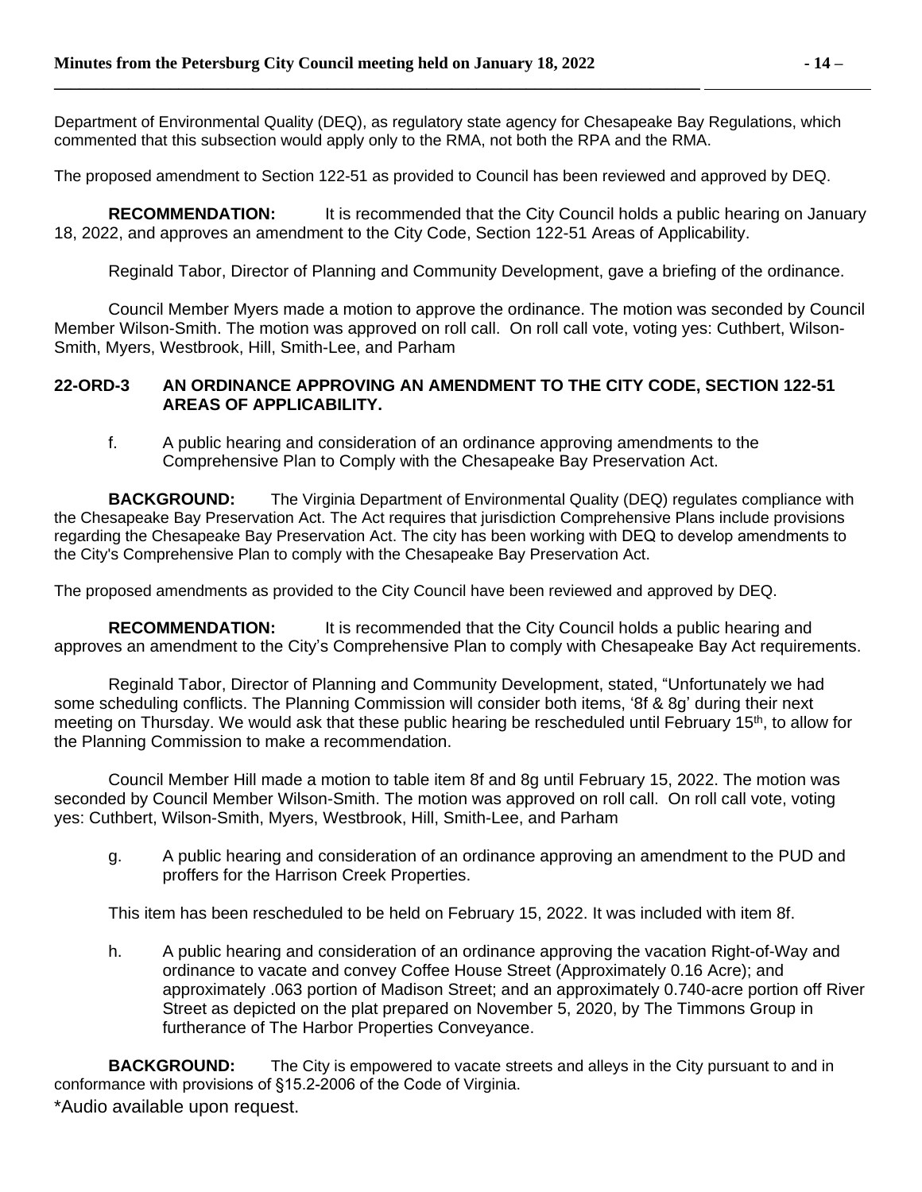Department of Environmental Quality (DEQ), as regulatory state agency for Chesapeake Bay Regulations, which commented that this subsection would apply only to the RMA, not both the RPA and the RMA.

The proposed amendment to Section 122-51 as provided to Council has been reviewed and approved by DEQ.

**RECOMMENDATION:** It is recommended that the City Council holds a public hearing on January 18, 2022, and approves an amendment to the City Code, Section 122-51 Areas of Applicability.

Reginald Tabor, Director of Planning and Community Development, gave a briefing of the ordinance.

Council Member Myers made a motion to approve the ordinance. The motion was seconded by Council Member Wilson-Smith. The motion was approved on roll call. On roll call vote, voting yes: Cuthbert, Wilson-Smith, Myers, Westbrook, Hill, Smith-Lee, and Parham

**22-ORD-3 AN ORDINANCE APPROVING AN AMENDMENT TO THE CITY CODE, SECTION 122-51 AREAS OF APPLICABILITY.**

f. A public hearing and consideration of an ordinance approving amendments to the Comprehensive Plan to Comply with the Chesapeake Bay Preservation Act.

**BACKGROUND:** The Virginia Department of Environmental Quality (DEQ) regulates compliance with the Chesapeake Bay Preservation Act. The Act requires that jurisdiction Comprehensive Plans include provisions regarding the Chesapeake Bay Preservation Act. The city has been working with DEQ to develop amendments to the City's Comprehensive Plan to comply with the Chesapeake Bay Preservation Act.

The proposed amendments as provided to the City Council have been reviewed and approved by DEQ.

**RECOMMENDATION:** It is recommended that the City Council holds a public hearing and approves an amendment to the City's Comprehensive Plan to comply with Chesapeake Bay Act requirements.

Reginald Tabor, Director of Planning and Community Development, stated, "Unfortunately we had some scheduling conflicts. The Planning Commission will consider both items, '8f & 8g' during their next meeting on Thursday. We would ask that these public hearing be rescheduled until February 15th, to allow for the Planning Commission to make a recommendation.

Council Member Hill made a motion to table item 8f and 8g until February 15, 2022. The motion was seconded by Council Member Wilson-Smith. The motion was approved on roll call. On roll call vote, voting yes: Cuthbert, Wilson-Smith, Myers, Westbrook, Hill, Smith-Lee, and Parham

g. A public hearing and consideration of an ordinance approving an amendment to the PUD and proffers for the Harrison Creek Properties.

This item has been rescheduled to be held on February 15, 2022. It was included with item 8f.

h. A public hearing and consideration of an ordinance approving the vacation Right-of-Way and ordinance to vacate and convey Coffee House Street (Approximately 0.16 Acre); and approximately .063 portion of Madison Street; and an approximately 0.740-acre portion off River Street as depicted on the plat prepared on November 5, 2020, by The Timmons Group in furtherance of The Harbor Properties Conveyance.

**BACKGROUND:** The City is empowered to vacate streets and alleys in the City pursuant to and in conformance with provisions of §15.2-2006 of the Code of Virginia.

\*Audio available upon request.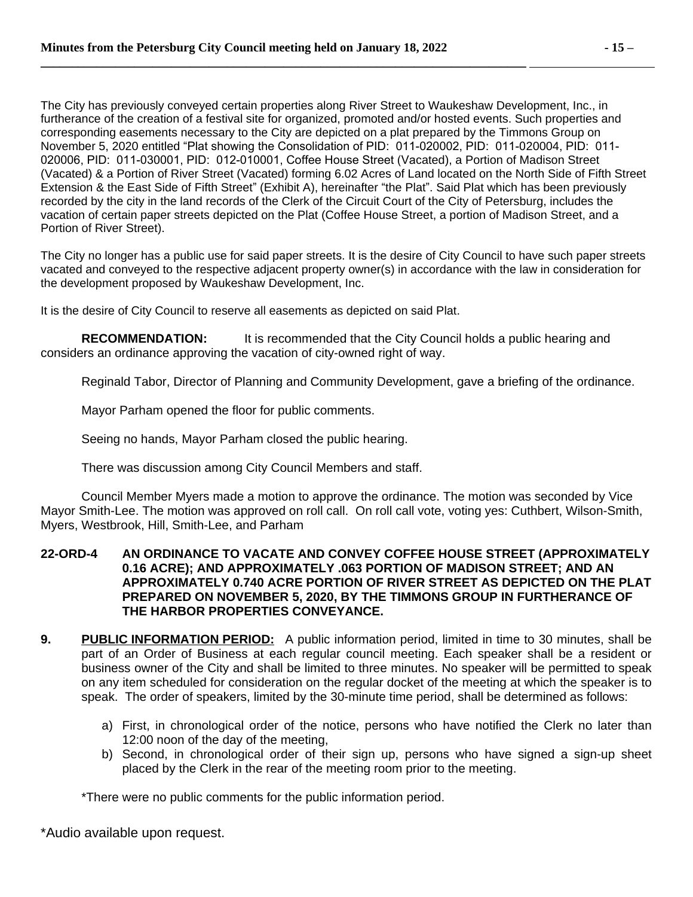The City has previously conveyed certain properties along River Street to Waukeshaw Development, Inc., in furtherance of the creation of a festival site for organized, promoted and/or hosted events. Such properties and corresponding easements necessary to the City are depicted on a plat prepared by the Timmons Group on November 5, 2020 entitled "Plat showing the Consolidation of PID: 011-020002, PID: 011-020004, PID: 011-020006, PID: 011-030001, PID: 012-010001, Coffee House Street (Vacated), a Portion of Madison Street (Vacated) & a Portion of River Street (Vacated) forming 6.02 Acres of Land located on the North Side of Fifth Street Extension & the East Side of Fifth Street" (Exhibit A), hereinafter "the Plat". Said Plat which has been previously recorded by the city in the land records of the Clerk of the Circuit Court of the City of Petersburg, includes the vacation of certain paper streets depicted on the Plat (Coffee House Street, a portion of Madison Street, and a Portion of River Street).

The City no longer has a public use for said paper streets. It is the desire of City Council to have such paper streets vacated and conveyed to the respective adjacent property owner(s) in accordance with the law in consideration for the development proposed by Waukeshaw Development, Inc.

It is the desire of City Council to reserve all easements as depicted on said Plat.

**RECOMMENDATION:** It is recommended that the City Council holds a public hearing and considers an ordinance approving the vacation of city-owned right of way.

Reginald Tabor, Director of Planning and Community Development, gave a briefing of the ordinance.

Mayor Parham opened the floor for public comments.

Seeing no hands, Mayor Parham closed the public hearing.

There was discussion among City Council Members and staff.

Council Member Myers made a motion to approve the ordinance. The motion was seconded by Vice Mayor Smith-Lee. The motion was approved on roll call. On roll call vote, voting yes: Cuthbert, Wilson-Smith, Myers, Westbrook, Hill, Smith-Lee, and Parham

**22-ORD-4 AN ORDINANCE TO VACATE AND CONVEY COFFEE HOUSE STREET (APPROXIMATELY 0.16 ACRE); AND APPROXIMATELY .063 PORTION OF MADISON STREET; AND AN APPROXIMATELY 0.740 ACRE PORTION OF RIVER STREET AS DEPICTED ON THE PLAT PREPARED ON NOVEMBER 5, 2020, BY THE TIMMONS GROUP IN FURTHERANCE OF THE HARBOR PROPERTIES CONVEYANCE.**

**9. PUBLIC INFORMATION PERIOD:** A public information period, limited in time to 30 minutes, shall be part of an Order of Business at each regular council meeting. Each speaker shall be a resident or business owner of the City and shall be limited to three minutes. No speaker will be permitted to speak on any item scheduled for consideration on the regular docket of the meeting at which the speaker is to speak. The order of speakers, limited by the 30-minute time period, shall be determined as follows:

a) First, in chronological order of the notice, persons who have notified the Clerk no later than 12:00 noon of the day of the meeting,
b) Second, in chronological order of their sign up, persons who have signed a sign-up sheet placed by the Clerk in the rear of the meeting room prior to the meeting.

*There were no public comments for the public information period.

*Audio available upon request.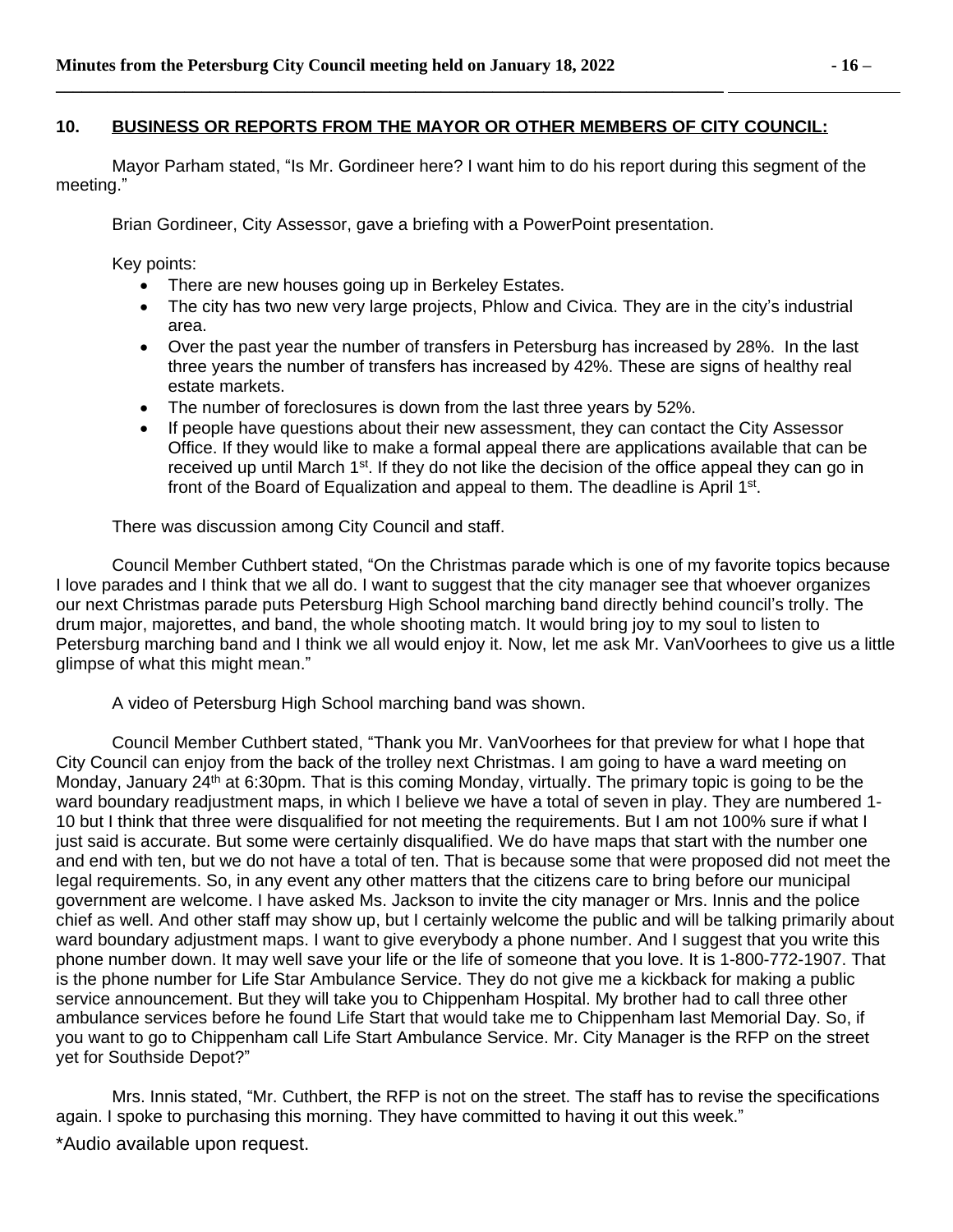## 10. BUSINESS OR REPORTS FROM THE MAYOR OR OTHER MEMBERS OF CITY COUNCIL:

Mayor Parham stated, "Is Mr. Gordineer here? I want him to do his report during this segment of the meeting."

Brian Gordineer, City Assessor, gave a briefing with a PowerPoint presentation.

Key points:

- There are new houses going up in Berkeley Estates.
- The city has two new very large projects, Phlow and Civica. They are in the city's industrial area.
- Over the past year the number of transfers in Petersburg has increased by 28%. In the last three years the number of transfers has increased by 42%. These are signs of healthy real estate markets.
- The number of foreclosures is down from the last three years by 52%.
- If people have questions about their new assessment, they can contact the City Assessor Office. If they would like to make a formal appeal there are applications available that can be received up until March 1st. If they do not like the decision of the office appeal they can go in front of the Board of Equalization and appeal to them. The deadline is April 1st.

There was discussion among City Council and staff.

Council Member Cuthbert stated, "On the Christmas parade which is one of my favorite topics because I love parades and I think that we all do. I want to suggest that the city manager see that whoever organizes our next Christmas parade puts Petersburg High School marching band directly behind council's trolly. The drum major, majorettes, and band, the whole shooting match. It would bring joy to my soul to listen to Petersburg marching band and I think we all would enjoy it. Now, let me ask Mr. VanVoorhees to give us a little glimpse of what this might mean."

A video of Petersburg High School marching band was shown.

Council Member Cuthbert stated, "Thank you Mr. VanVoorhees for that preview for what I hope that City Council can enjoy from the back of the trolley next Christmas. I am going to have a ward meeting on Monday, January 24th at 6:30pm. That is this coming Monday, virtually. The primary topic is going to be the ward boundary readjustment maps, in which I believe we have a total of seven in play. They are numbered 1-10 but I think that three were disqualified for not meeting the requirements. But I am not 100% sure if what I just said is accurate. But some were certainly disqualified. We do have maps that start with the number one and end with ten, but we do not have a total of ten. That is because some that were proposed did not meet the legal requirements. So, in any event any other matters that the citizens care to bring before our municipal government are welcome. I have asked Ms. Jackson to invite the city manager or Mrs. Innis and the police chief as well. And other staff may show up, but I certainly welcome the public and will be talking primarily about ward boundary adjustment maps. I want to give everybody a phone number. And I suggest that you write this phone number down. It may well save your life or the life of someone that you love. It is 1-800-772-1907. That is the phone number for Life Star Ambulance Service. They do not give me a kickback for making a public service announcement. But they will take you to Chippenham Hospital. My brother had to call three other ambulance services before he found Life Start that would take me to Chippenham last Memorial Day. So, if you want to go to Chippenham call Life Start Ambulance Service. Mr. City Manager is the RFP on the street yet for Southside Depot?"

Mrs. Innis stated, "Mr. Cuthbert, the RFP is not on the street. The staff has to revise the specifications again. I spoke to purchasing this morning. They have committed to having it out this week."

*Audio available upon request.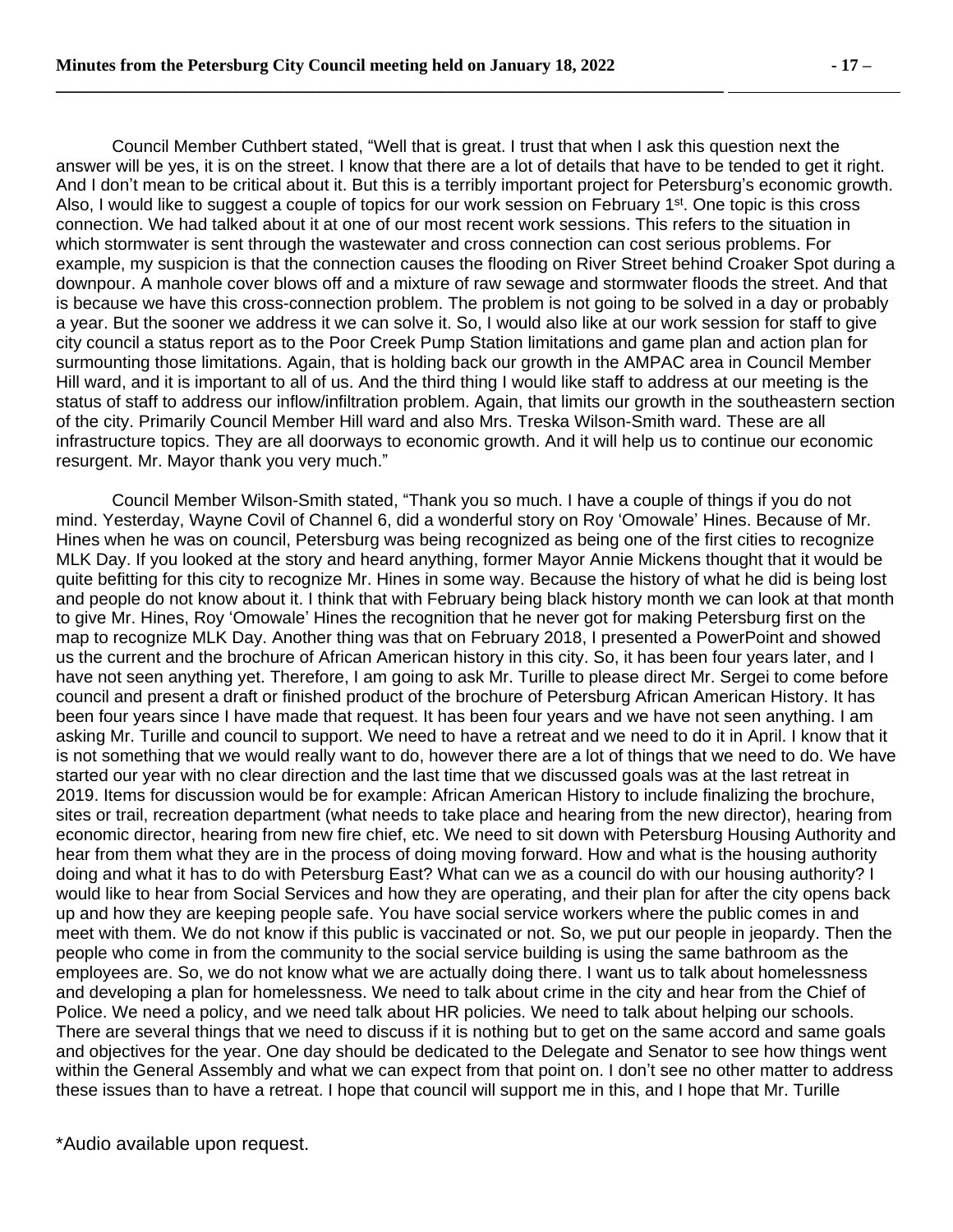Council Member Cuthbert stated, "Well that is great. I trust that when I ask this question next the answer will be yes, it is on the street. I know that there are a lot of details that have to be tended to get it right. And I don't mean to be critical about it. But this is a terribly important project for Petersburg's economic growth. Also, I would like to suggest a couple of topics for our work session on February 1st. One topic is this cross connection. We had talked about it at one of our most recent work sessions. This refers to the situation in which stormwater is sent through the wastewater and cross connection can cost serious problems. For example, my suspicion is that the connection causes the flooding on River Street behind Croaker Spot during a downpour. A manhole cover blows off and a mixture of raw sewage and stormwater floods the street. And that is because we have this cross-connection problem. The problem is not going to be solved in a day or probably a year. But the sooner we address it we can solve it. So, I would also like at our work session for staff to give city council a status report as to the Poor Creek Pump Station limitations and game plan and action plan for surmounting those limitations. Again, that is holding back our growth in the AMPAC area in Council Member Hill ward, and it is important to all of us. And the third thing I would like staff to address at our meeting is the status of staff to address our inflow/infiltration problem. Again, that limits our growth in the southeastern section of the city. Primarily Council Member Hill ward and also Mrs. Treska Wilson-Smith ward. These are all infrastructure topics. They are all doorways to economic growth. And it will help us to continue our economic resurgent. Mr. Mayor thank you very much."

Council Member Wilson-Smith stated, "Thank you so much. I have a couple of things if you do not mind. Yesterday, Wayne Covil of Channel 6, did a wonderful story on Roy 'Omowale' Hines. Because of Mr. Hines when he was on council, Petersburg was being recognized as being one of the first cities to recognize MLK Day. If you looked at the story and heard anything, former Mayor Annie Mickens thought that it would be quite befitting for this city to recognize Mr. Hines in some way. Because the history of what he did is being lost and people do not know about it. I think that with February being black history month we can look at that month to give Mr. Hines, Roy 'Omowale' Hines the recognition that he never got for making Petersburg first on the map to recognize MLK Day. Another thing was that on February 2018, I presented a PowerPoint and showed us the current and the brochure of African American history in this city. So, it has been four years later, and I have not seen anything yet. Therefore, I am going to ask Mr. Turille to please direct Mr. Sergei to come before council and present a draft or finished product of the brochure of Petersburg African American History. It has been four years since I have made that request. It has been four years and we have not seen anything. I am asking Mr. Turille and council to support. We need to have a retreat and we need to do it in April. I know that it is not something that we would really want to do, however there are a lot of things that we need to do. We have started our year with no clear direction and the last time that we discussed goals was at the last retreat in 2019. Items for discussion would be for example: African American History to include finalizing the brochure, sites or trail, recreation department (what needs to take place and hearing from the new director), hearing from economic director, hearing from new fire chief, etc. We need to sit down with Petersburg Housing Authority and hear from them what they are in the process of doing moving forward. How and what is the housing authority doing and what it has to do with Petersburg East? What can we as a council do with our housing authority? I would like to hear from Social Services and how they are operating, and their plan for after the city opens back up and how they are keeping people safe. You have social service workers where the public comes in and meet with them. We do not know if this public is vaccinated or not. So, we put our people in jeopardy. Then the people who come in from the community to the social service building is using the same bathroom as the employees are. So, we do not know what we are actually doing there. I want us to talk about homelessness and developing a plan for homelessness. We need to talk about crime in the city and hear from the Chief of Police. We need a policy, and we need talk about HR policies. We need to talk about helping our schools. There are several things that we need to discuss if it is nothing but to get on the same accord and same goals and objectives for the year. One day should be dedicated to the Delegate and Senator to see how things went within the General Assembly and what we can expect from that point on. I don't see no other matter to address these issues than to have a retreat. I hope that council will support me in this, and I hope that Mr. Turille

*Audio available upon request.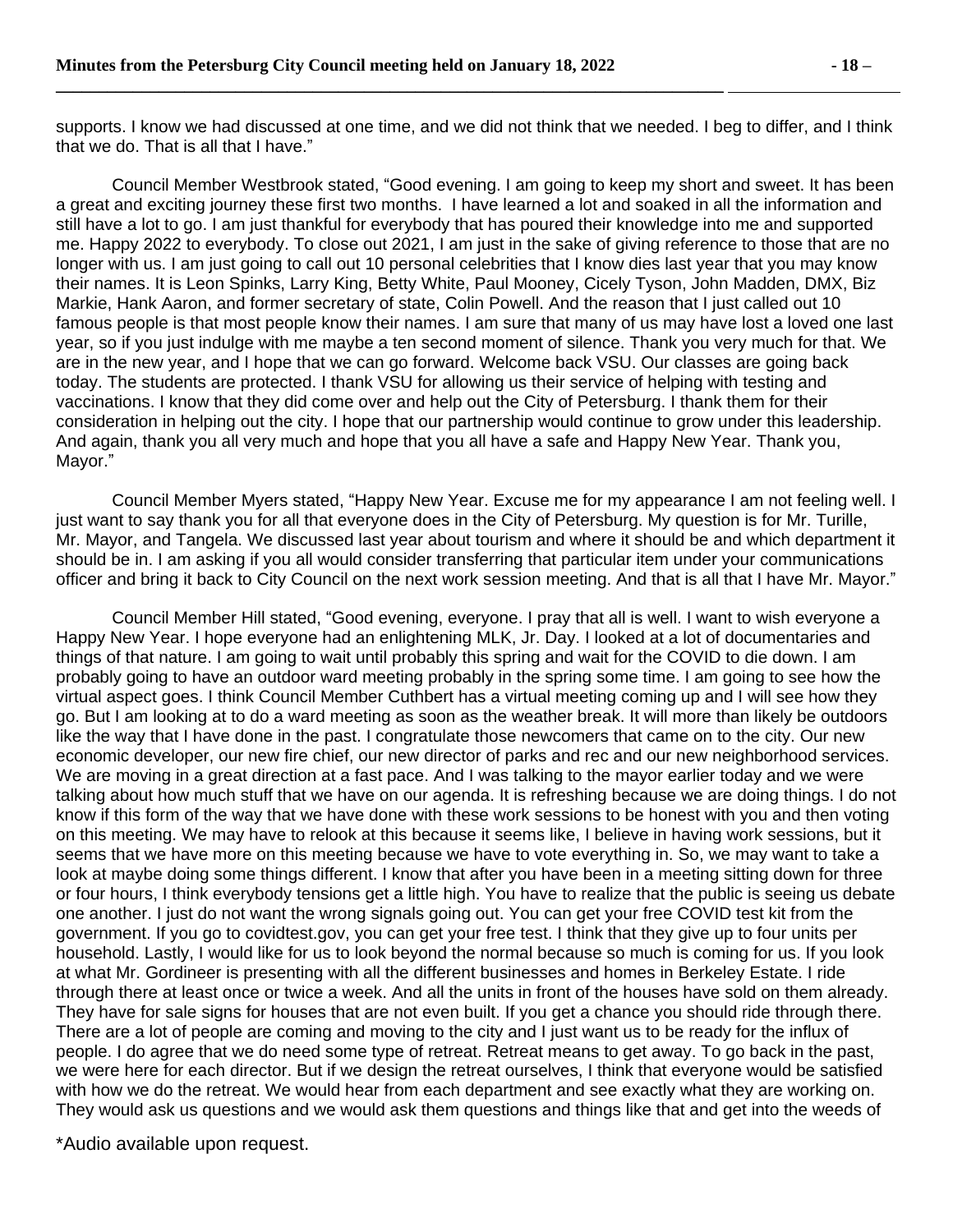supports. I know we had discussed at one time, and we did not think that we needed. I beg to differ, and I think that we do. That is all that I have."

Council Member Westbrook stated, "Good evening. I am going to keep my short and sweet. It has been a great and exciting journey these first two months. I have learned a lot and soaked in all the information and still have a lot to go. I am just thankful for everybody that has poured their knowledge into me and supported me. Happy 2022 to everybody. To close out 2021, I am just in the sake of giving reference to those that are no longer with us. I am just going to call out 10 personal celebrities that I know dies last year that you may know their names. It is Leon Spinks, Larry King, Betty White, Paul Mooney, Cicely Tyson, John Madden, DMX, Biz Markie, Hank Aaron, and former secretary of state, Colin Powell. And the reason that I just called out 10 famous people is that most people know their names. I am sure that many of us may have lost a loved one last year, so if you just indulge with me maybe a ten second moment of silence. Thank you very much for that. We are in the new year, and I hope that we can go forward. Welcome back VSU. Our classes are going back today. The students are protected. I thank VSU for allowing us their service of helping with testing and vaccinations. I know that they did come over and help out the City of Petersburg. I thank them for their consideration in helping out the city. I hope that our partnership would continue to grow under this leadership. And again, thank you all very much and hope that you all have a safe and Happy New Year. Thank you, Mayor."

Council Member Myers stated, "Happy New Year. Excuse me for my appearance I am not feeling well. I just want to say thank you for all that everyone does in the City of Petersburg. My question is for Mr. Turille, Mr. Mayor, and Tangela. We discussed last year about tourism and where it should be and which department it should be in. I am asking if you all would consider transferring that particular item under your communications officer and bring it back to City Council on the next work session meeting. And that is all that I have Mr. Mayor."

Council Member Hill stated, "Good evening, everyone. I pray that all is well. I want to wish everyone a Happy New Year. I hope everyone had an enlightening MLK, Jr. Day. I looked at a lot of documentaries and things of that nature. I am going to wait until probably this spring and wait for the COVID to die down. I am probably going to have an outdoor ward meeting probably in the spring some time. I am going to see how the virtual aspect goes. I think Council Member Cuthbert has a virtual meeting coming up and I will see how they go. But I am looking at to do a ward meeting as soon as the weather break. It will more than likely be outdoors like the way that I have done in the past. I congratulate those newcomers that came on to the city. Our new economic developer, our new fire chief, our new director of parks and rec and our new neighborhood services. We are moving in a great direction at a fast pace. And I was talking to the mayor earlier today and we were talking about how much stuff that we have on our agenda. It is refreshing because we are doing things. I do not know if this form of the way that we have done with these work sessions to be honest with you and then voting on this meeting. We may have to relook at this because it seems like, I believe in having work sessions, but it seems that we have more on this meeting because we have to vote everything in. So, we may want to take a look at maybe doing some things different. I know that after you have been in a meeting sitting down for three or four hours, I think everybody tensions get a little high. You have to realize that the public is seeing us debate one another. I just do not want the wrong signals going out. You can get your free COVID test kit from the government. If you go to covidtest.gov, you can get your free test. I think that they give up to four units per household. Lastly, I would like for us to look beyond the normal because so much is coming for us. If you look at what Mr. Gordineer is presenting with all the different businesses and homes in Berkeley Estate. I ride through there at least once or twice a week. And all the units in front of the houses have sold on them already. They have for sale signs for houses that are not even built. If you get a chance you should ride through there. There are a lot of people are coming and moving to the city and I just want us to be ready for the influx of people. I do agree that we do need some type of retreat. Retreat means to get away. To go back in the past, we were here for each director. But if we design the retreat ourselves, I think that everyone would be satisfied with how we do the retreat. We would hear from each department and see exactly what they are working on. They would ask us questions and we would ask them questions and things like that and get into the weeds of

*Audio available upon request.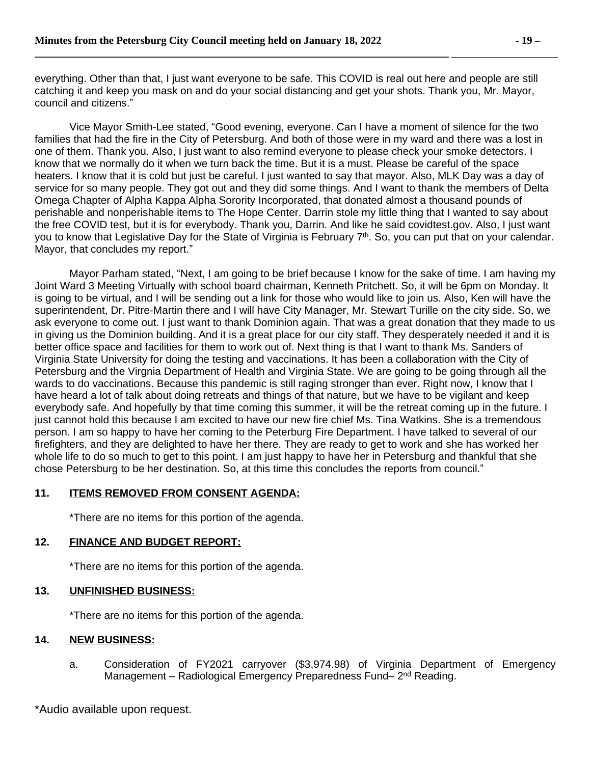everything. Other than that, I just want everyone to be safe. This COVID is real out here and people are still catching it and keep you mask on and do your social distancing and get your shots. Thank you, Mr. Mayor, council and citizens."

Vice Mayor Smith-Lee stated, "Good evening, everyone. Can I have a moment of silence for the two families that had the fire in the City of Petersburg. And both of those were in my ward and there was a lost in one of them. Thank you. Also, I just want to also remind everyone to please check your smoke detectors. I know that we normally do it when we turn back the time. But it is a must. Please be careful of the space heaters. I know that it is cold but just be careful. I just wanted to say that mayor. Also, MLK Day was a day of service for so many people. They got out and they did some things. And I want to thank the members of Delta Omega Chapter of Alpha Kappa Alpha Sorority Incorporated, that donated almost a thousand pounds of perishable and nonperishable items to The Hope Center. Darrin stole my little thing that I wanted to say about the free COVID test, but it is for everybody. Thank you, Darrin. And like he said covidtest.gov. Also, I just want you to know that Legislative Day for the State of Virginia is February 7th. So, you can put that on your calendar. Mayor, that concludes my report."

Mayor Parham stated, "Next, I am going to be brief because I know for the sake of time. I am having my Joint Ward 3 Meeting Virtually with school board chairman, Kenneth Pritchett. So, it will be 6pm on Monday. It is going to be virtual, and I will be sending out a link for those who would like to join us. Also, Ken will have the superintendent, Dr. Pitre-Martin there and I will have City Manager, Mr. Stewart Turille on the city side. So, we ask everyone to come out. I just want to thank Dominion again. That was a great donation that they made to us in giving us the Dominion building. And it is a great place for our city staff. They desperately needed it and it is better office space and facilities for them to work out of. Next thing is that I want to thank Ms. Sanders of Virginia State University for doing the testing and vaccinations. It has been a collaboration with the City of Petersburg and the Virgnia Department of Health and Virginia State. We are going to be going through all the wards to do vaccinations. Because this pandemic is still raging stronger than ever. Right now, I know that I have heard a lot of talk about doing retreats and things of that nature, but we have to be vigilant and keep everybody safe. And hopefully by that time coming this summer, it will be the retreat coming up in the future. I just cannot hold this because I am excited to have our new fire chief Ms. Tina Watkins. She is a tremendous person. I am so happy to have her coming to the Peterburg Fire Department. I have talked to several of our firefighters, and they are delighted to have her there. They are ready to get to work and she has worked her whole life to do so much to get to this point. I am just happy to have her in Petersburg and thankful that she chose Petersburg to be her destination. So, at this time this concludes the reports from council."

## 11. ITEMS REMOVED FROM CONSENT AGENDA:

*There are no items for this portion of the agenda.

## 12. FINANCE AND BUDGET REPORT:

*There are no items for this portion of the agenda.

## 13. UNFINISHED BUSINESS:

*There are no items for this portion of the agenda.

## 14. NEW BUSINESS:

a. Consideration of FY2021 carryover ($3,974.98) of Virginia Department of Emergency Management – Radiological Emergency Preparedness Fund– 2nd Reading.

*Audio available upon request.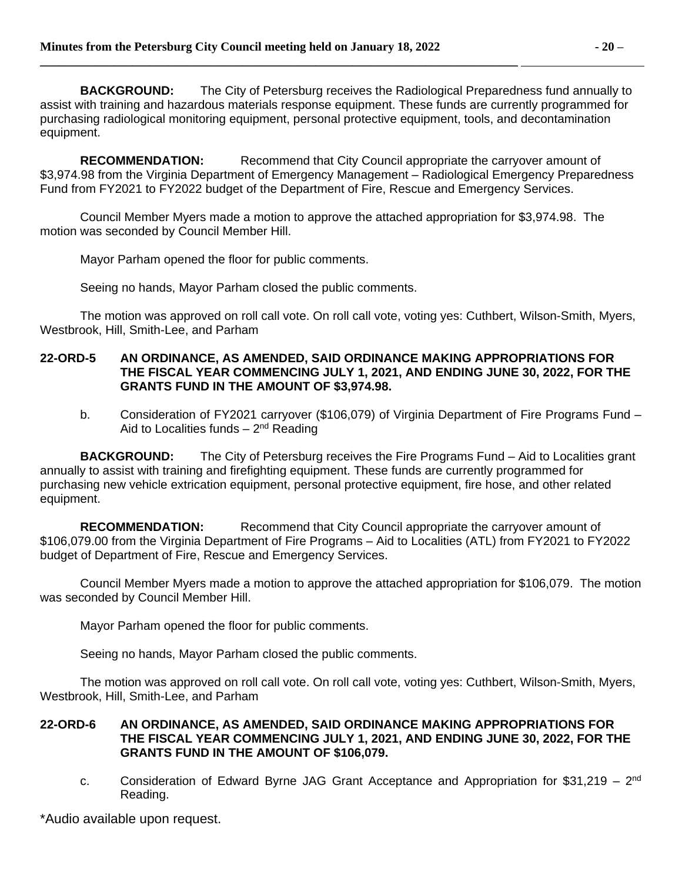**BACKGROUND:** The City of Petersburg receives the Radiological Preparedness fund annually to assist with training and hazardous materials response equipment. These funds are currently programmed for purchasing radiological monitoring equipment, personal protective equipment, tools, and decontamination equipment.

**RECOMMENDATION:** Recommend that City Council appropriate the carryover amount of \$3,974.98 from the Virginia Department of Emergency Management – Radiological Emergency Preparedness Fund from FY2021 to FY2022 budget of the Department of Fire, Rescue and Emergency Services.

Council Member Myers made a motion to approve the attached appropriation for \$3,974.98. The motion was seconded by Council Member Hill.

Mayor Parham opened the floor for public comments.

Seeing no hands, Mayor Parham closed the public comments.

The motion was approved on roll call vote. On roll call vote, voting yes: Cuthbert, Wilson-Smith, Myers, Westbrook, Hill, Smith-Lee, and Parham

**22-ORD-5 AN ORDINANCE, AS AMENDED, SAID ORDINANCE MAKING APPROPRIATIONS FOR THE FISCAL YEAR COMMENCING JULY 1, 2021, AND ENDING JUNE 30, 2022, FOR THE GRANTS FUND IN THE AMOUNT OF \$3,974.98.**

b. Consideration of FY2021 carryover (\$106,079) of Virginia Department of Fire Programs Fund – Aid to Localities funds – 2nd Reading

**BACKGROUND:** The City of Petersburg receives the Fire Programs Fund – Aid to Localities grant annually to assist with training and firefighting equipment. These funds are currently programmed for purchasing new vehicle extrication equipment, personal protective equipment, fire hose, and other related equipment.

**RECOMMENDATION:** Recommend that City Council appropriate the carryover amount of \$106,079.00 from the Virginia Department of Fire Programs – Aid to Localities (ATL) from FY2021 to FY2022 budget of Department of Fire, Rescue and Emergency Services.

Council Member Myers made a motion to approve the attached appropriation for \$106,079. The motion was seconded by Council Member Hill.

Mayor Parham opened the floor for public comments.

Seeing no hands, Mayor Parham closed the public comments.

The motion was approved on roll call vote. On roll call vote, voting yes: Cuthbert, Wilson-Smith, Myers, Westbrook, Hill, Smith-Lee, and Parham

**22-ORD-6 AN ORDINANCE, AS AMENDED, SAID ORDINANCE MAKING APPROPRIATIONS FOR THE FISCAL YEAR COMMENCING JULY 1, 2021, AND ENDING JUNE 30, 2022, FOR THE GRANTS FUND IN THE AMOUNT OF \$106,079.**

c. Consideration of Edward Byrne JAG Grant Acceptance and Appropriation for \$31,219 – 2nd Reading.

*Audio available upon request.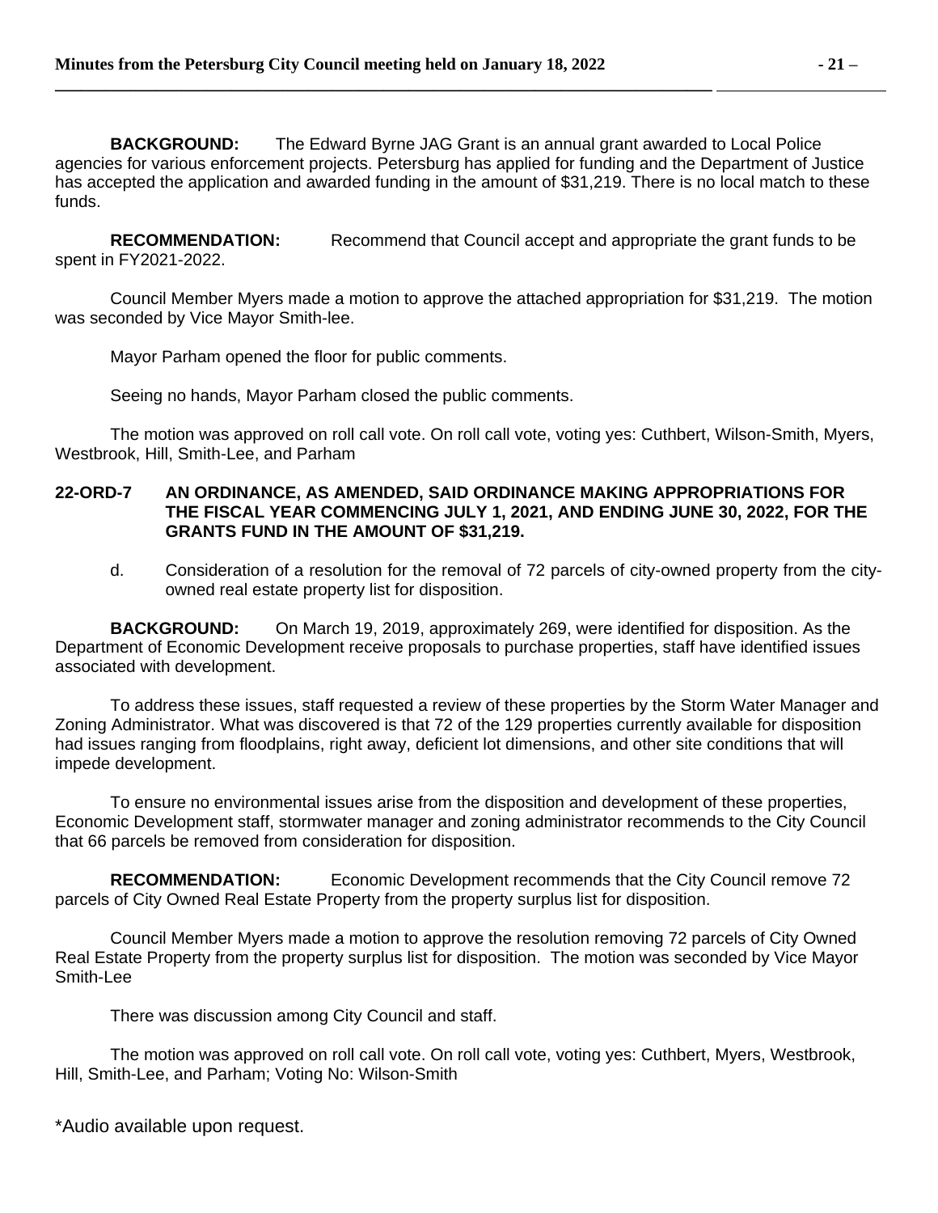**BACKGROUND:** The Edward Byrne JAG Grant is an annual grant awarded to Local Police agencies for various enforcement projects. Petersburg has applied for funding and the Department of Justice has accepted the application and awarded funding in the amount of $31,219. There is no local match to these funds.

**RECOMMENDATION:** Recommend that Council accept and appropriate the grant funds to be spent in FY2021-2022.

Council Member Myers made a motion to approve the attached appropriation for $31,219. The motion was seconded by Vice Mayor Smith-lee.

Mayor Parham opened the floor for public comments.

Seeing no hands, Mayor Parham closed the public comments.

The motion was approved on roll call vote. On roll call vote, voting yes: Cuthbert, Wilson-Smith, Myers, Westbrook, Hill, Smith-Lee, and Parham

**22-ORD-7 AN ORDINANCE, AS AMENDED, SAID ORDINANCE MAKING APPROPRIATIONS FOR THE FISCAL YEAR COMMENCING JULY 1, 2021, AND ENDING JUNE 30, 2022, FOR THE GRANTS FUND IN THE AMOUNT OF $31,219.**

d. Consideration of a resolution for the removal of 72 parcels of city-owned property from the city-owned real estate property list for disposition.

**BACKGROUND:** On March 19, 2019, approximately 269, were identified for disposition. As the Department of Economic Development receive proposals to purchase properties, staff have identified issues associated with development.

To address these issues, staff requested a review of these properties by the Storm Water Manager and Zoning Administrator. What was discovered is that 72 of the 129 properties currently available for disposition had issues ranging from floodplains, right away, deficient lot dimensions, and other site conditions that will impede development.

To ensure no environmental issues arise from the disposition and development of these properties, Economic Development staff, stormwater manager and zoning administrator recommends to the City Council that 66 parcels be removed from consideration for disposition.

**RECOMMENDATION:** Economic Development recommends that the City Council remove 72 parcels of City Owned Real Estate Property from the property surplus list for disposition.

Council Member Myers made a motion to approve the resolution removing 72 parcels of City Owned Real Estate Property from the property surplus list for disposition. The motion was seconded by Vice Mayor Smith-Lee

There was discussion among City Council and staff.

The motion was approved on roll call vote. On roll call vote, voting yes: Cuthbert, Myers, Westbrook, Hill, Smith-Lee, and Parham; Voting No: Wilson-Smith

*Audio available upon request.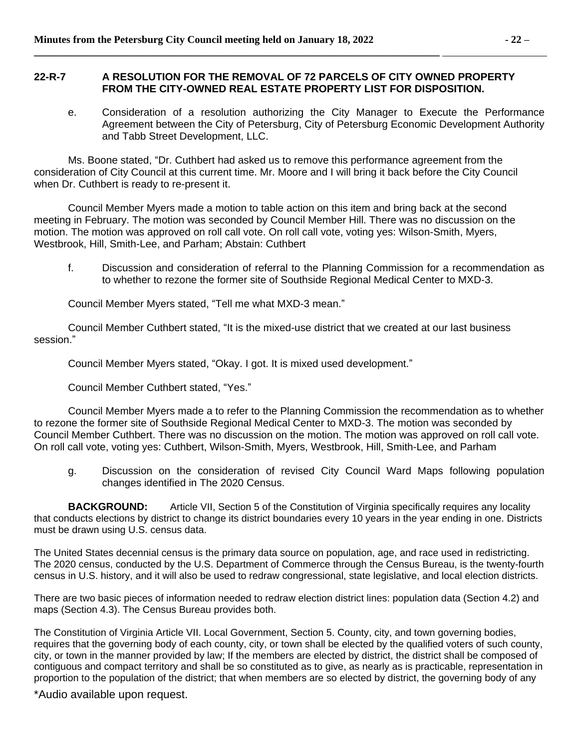**22-R-7 A RESOLUTION FOR THE REMOVAL OF 72 PARCELS OF CITY OWNED PROPERTY FROM THE CITY-OWNED REAL ESTATE PROPERTY LIST FOR DISPOSITION.**

e. Consideration of a resolution authorizing the City Manager to Execute the Performance Agreement between the City of Petersburg, City of Petersburg Economic Development Authority and Tabb Street Development, LLC.

Ms. Boone stated, "Dr. Cuthbert had asked us to remove this performance agreement from the consideration of City Council at this current time. Mr. Moore and I will bring it back before the City Council when Dr. Cuthbert is ready to re-present it.

Council Member Myers made a motion to table action on this item and bring back at the second meeting in February. The motion was seconded by Council Member Hill. There was no discussion on the motion. The motion was approved on roll call vote. On roll call vote, voting yes: Wilson-Smith, Myers, Westbrook, Hill, Smith-Lee, and Parham; Abstain: Cuthbert

f. Discussion and consideration of referral to the Planning Commission for a recommendation as to whether to rezone the former site of Southside Regional Medical Center to MXD-3.

Council Member Myers stated, "Tell me what MXD-3 mean."

Council Member Cuthbert stated, "It is the mixed-use district that we created at our last business session."

Council Member Myers stated, "Okay. I got. It is mixed used development."

Council Member Cuthbert stated, "Yes."

Council Member Myers made a to refer to the Planning Commission the recommendation as to whether to rezone the former site of Southside Regional Medical Center to MXD-3. The motion was seconded by Council Member Cuthbert. There was no discussion on the motion. The motion was approved on roll call vote. On roll call vote, voting yes: Cuthbert, Wilson-Smith, Myers, Westbrook, Hill, Smith-Lee, and Parham

g. Discussion on the consideration of revised City Council Ward Maps following population changes identified in The 2020 Census.

**BACKGROUND:** Article VII, Section 5 of the Constitution of Virginia specifically requires any locality that conducts elections by district to change its district boundaries every 10 years in the year ending in one. Districts must be drawn using U.S. census data.

The United States decennial census is the primary data source on population, age, and race used in redistricting. The 2020 census, conducted by the U.S. Department of Commerce through the Census Bureau, is the twenty-fourth census in U.S. history, and it will also be used to redraw congressional, state legislative, and local election districts.

There are two basic pieces of information needed to redraw election district lines: population data (Section 4.2) and maps (Section 4.3). The Census Bureau provides both.

The Constitution of Virginia Article VII. Local Government, Section 5. County, city, and town governing bodies, requires that the governing body of each county, city, or town shall be elected by the qualified voters of such county, city, or town in the manner provided by law; If the members are elected by district, the district shall be composed of contiguous and compact territory and shall be so constituted as to give, as nearly as is practicable, representation in proportion to the population of the district; that when members are so elected by district, the governing body of any

\*Audio available upon request.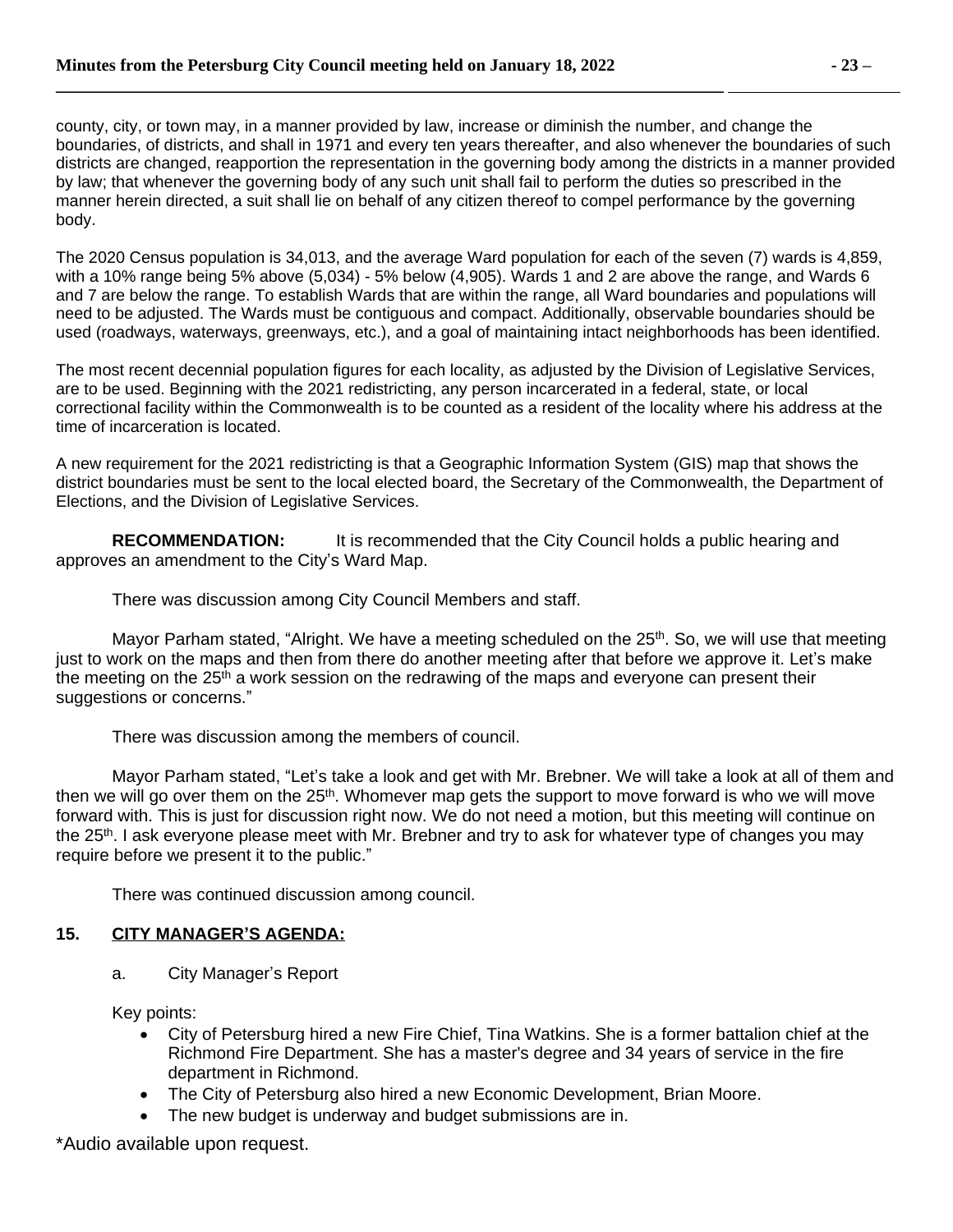county, city, or town may, in a manner provided by law, increase or diminish the number, and change the boundaries, of districts, and shall in 1971 and every ten years thereafter, and also whenever the boundaries of such districts are changed, reapportion the representation in the governing body among the districts in a manner provided by law; that whenever the governing body of any such unit shall fail to perform the duties so prescribed in the manner herein directed, a suit shall lie on behalf of any citizen thereof to compel performance by the governing body.

The 2020 Census population is 34,013, and the average Ward population for each of the seven (7) wards is 4,859, with a 10% range being 5% above (5,034) - 5% below (4,905). Wards 1 and 2 are above the range, and Wards 6 and 7 are below the range. To establish Wards that are within the range, all Ward boundaries and populations will need to be adjusted. The Wards must be contiguous and compact. Additionally, observable boundaries should be used (roadways, waterways, greenways, etc.), and a goal of maintaining intact neighborhoods has been identified.

The most recent decennial population figures for each locality, as adjusted by the Division of Legislative Services, are to be used. Beginning with the 2021 redistricting, any person incarcerated in a federal, state, or local correctional facility within the Commonwealth is to be counted as a resident of the locality where his address at the time of incarceration is located.

A new requirement for the 2021 redistricting is that a Geographic Information System (GIS) map that shows the district boundaries must be sent to the local elected board, the Secretary of the Commonwealth, the Department of Elections, and the Division of Legislative Services.

**RECOMMENDATION:** It is recommended that the City Council holds a public hearing and approves an amendment to the City's Ward Map.

There was discussion among City Council Members and staff.

Mayor Parham stated, "Alright. We have a meeting scheduled on the 25th. So, we will use that meeting just to work on the maps and then from there do another meeting after that before we approve it. Let's make the meeting on the 25th a work session on the redrawing of the maps and everyone can present their suggestions or concerns."

There was discussion among the members of council.

Mayor Parham stated, "Let's take a look and get with Mr. Brebner. We will take a look at all of them and then we will go over them on the 25th. Whomever map gets the support to move forward is who we will move forward with. This is just for discussion right now. We do not need a motion, but this meeting will continue on the 25th. I ask everyone please meet with Mr. Brebner and try to ask for whatever type of changes you may require before we present it to the public."

There was continued discussion among council.

## 15. CITY MANAGER'S AGENDA:

a. City Manager's Report

Key points:

- City of Petersburg hired a new Fire Chief, Tina Watkins. She is a former battalion chief at the Richmond Fire Department. She has a master's degree and 34 years of service in the fire department in Richmond.
- The City of Petersburg also hired a new Economic Development, Brian Moore.
- The new budget is underway and budget submissions are in.

\*Audio available upon request.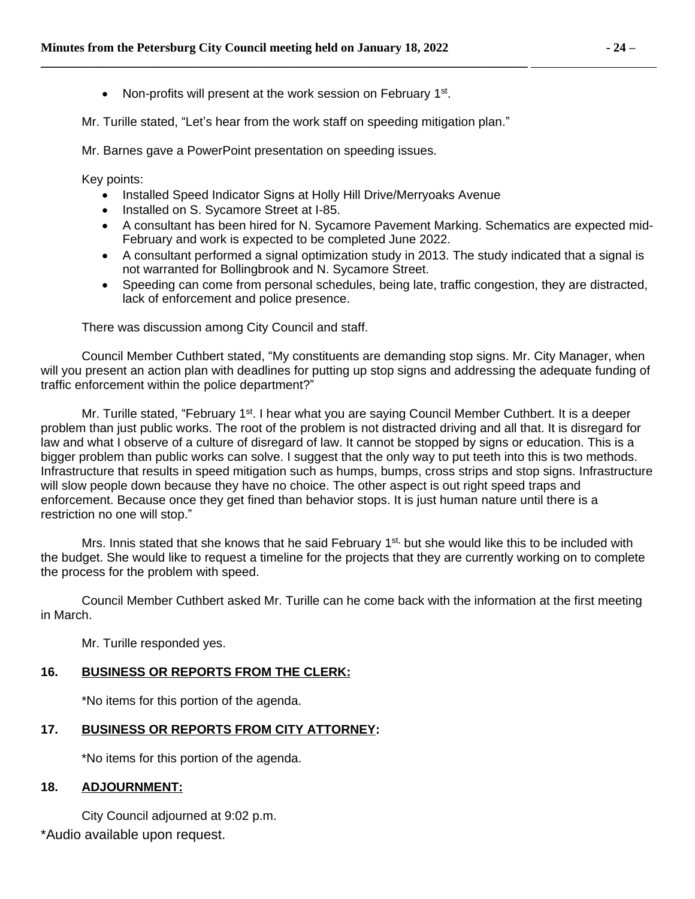- Non-profits will present at the work session on February 1st.

Mr. Turille stated, "Let's hear from the work staff on speeding mitigation plan."

Mr. Barnes gave a PowerPoint presentation on speeding issues.

Key points:

- Installed Speed Indicator Signs at Holly Hill Drive/Merryoaks Avenue
- Installed on S. Sycamore Street at I-85.
- A consultant has been hired for N. Sycamore Pavement Marking. Schematics are expected mid-February and work is expected to be completed June 2022.
- A consultant performed a signal optimization study in 2013. The study indicated that a signal is not warranted for Bollingbrook and N. Sycamore Street.
- Speeding can come from personal schedules, being late, traffic congestion, they are distracted, lack of enforcement and police presence.

There was discussion among City Council and staff.

Council Member Cuthbert stated, "My constituents are demanding stop signs. Mr. City Manager, when will you present an action plan with deadlines for putting up stop signs and addressing the adequate funding of traffic enforcement within the police department?"

Mr. Turille stated, "February 1st. I hear what you are saying Council Member Cuthbert. It is a deeper problem than just public works. The root of the problem is not distracted driving and all that. It is disregard for law and what I observe of a culture of disregard of law. It cannot be stopped by signs or education. This is a bigger problem than public works can solve. I suggest that the only way to put teeth into this is two methods. Infrastructure that results in speed mitigation such as humps, bumps, cross strips and stop signs. Infrastructure will slow people down because they have no choice. The other aspect is out right speed traps and enforcement. Because once they get fined than behavior stops. It is just human nature until there is a restriction no one will stop."

Mrs. Innis stated that she knows that he said February 1st, but she would like this to be included with the budget. She would like to request a timeline for the projects that they are currently working on to complete the process for the problem with speed.

Council Member Cuthbert asked Mr. Turille can he come back with the information at the first meeting in March.

Mr. Turille responded yes.

## 16. BUSINESS OR REPORTS FROM THE CLERK:

*No items for this portion of the agenda.

## 17. BUSINESS OR REPORTS FROM CITY ATTORNEY:

*No items for this portion of the agenda.

## 18. ADJOURNMENT:

City Council adjourned at 9:02 p.m.

*Audio available upon request.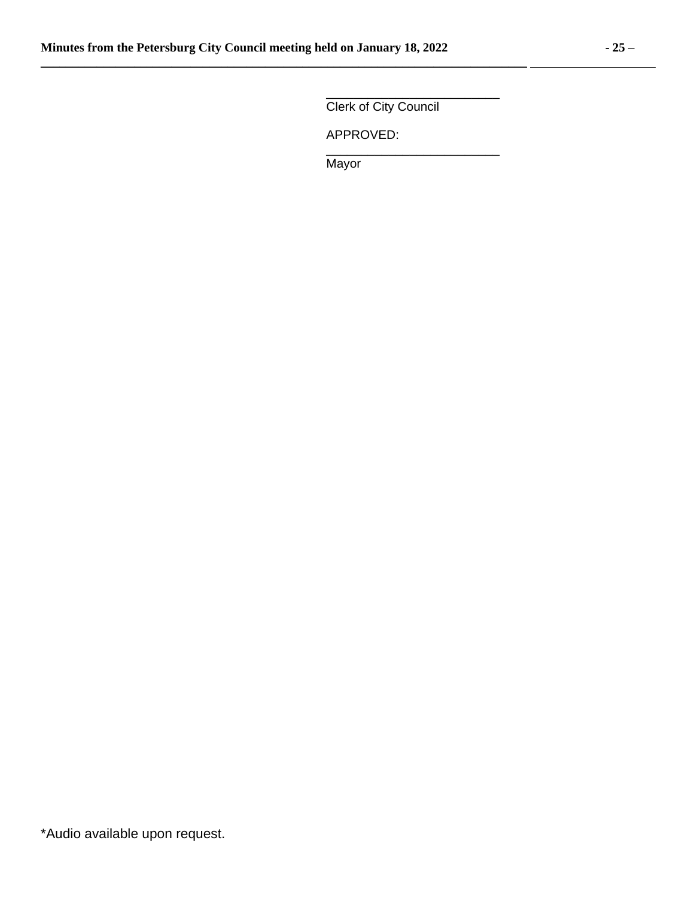\_\_\_\_\_\_\_\_\_\_\_\_\_\_\_\_\_\_\_\_\_\_\_\_\_\_
Clerk of City Council

APPROVED:

\_\_\_\_\_\_\_\_\_\_\_\_\_\_\_\_\_\_\_\_\_\_\_\_\_\_
Mayor

*Audio available upon request.